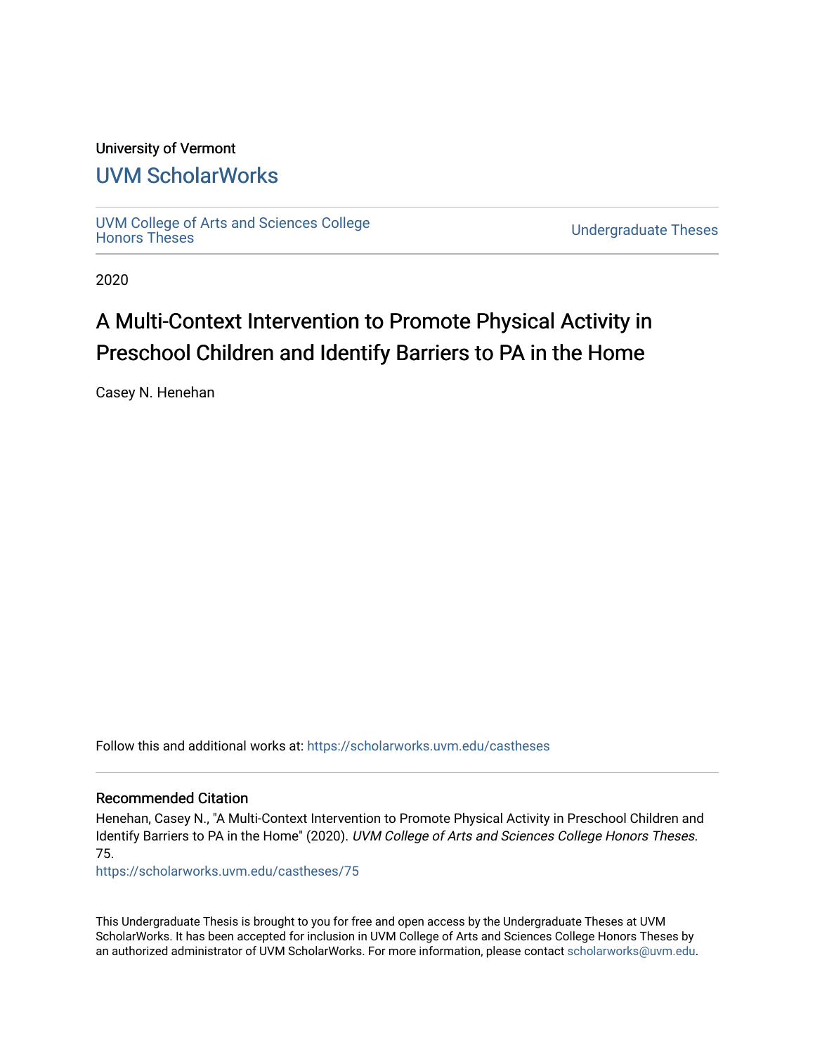University of Vermont

## UVM ScholarWorks

UVM College of Arts and Sciences College Honors Theses

Undergraduate Theses

2020

# A Multi-Context Intervention to Promote Physical Activity in Preschool Children and Identify Barriers to PA in the Home

Casey N. Henehan

Follow this and additional works at: https://scholarworks.uvm.edu/castheses

### Recommended Citation

Henehan, Casey N., "A Multi-Context Intervention to Promote Physical Activity in Preschool Children and Identify Barriers to PA in the Home" (2020). *UVM College of Arts and Sciences College Honors Theses*. 75.

https://scholarworks.uvm.edu/castheses/75

This Undergraduate Thesis is brought to you for free and open access by the Undergraduate Theses at UVM ScholarWorks. It has been accepted for inclusion in UVM College of Arts and Sciences College Honors Theses by an authorized administrator of UVM ScholarWorks. For more information, please contact scholarworks@uvm.edu.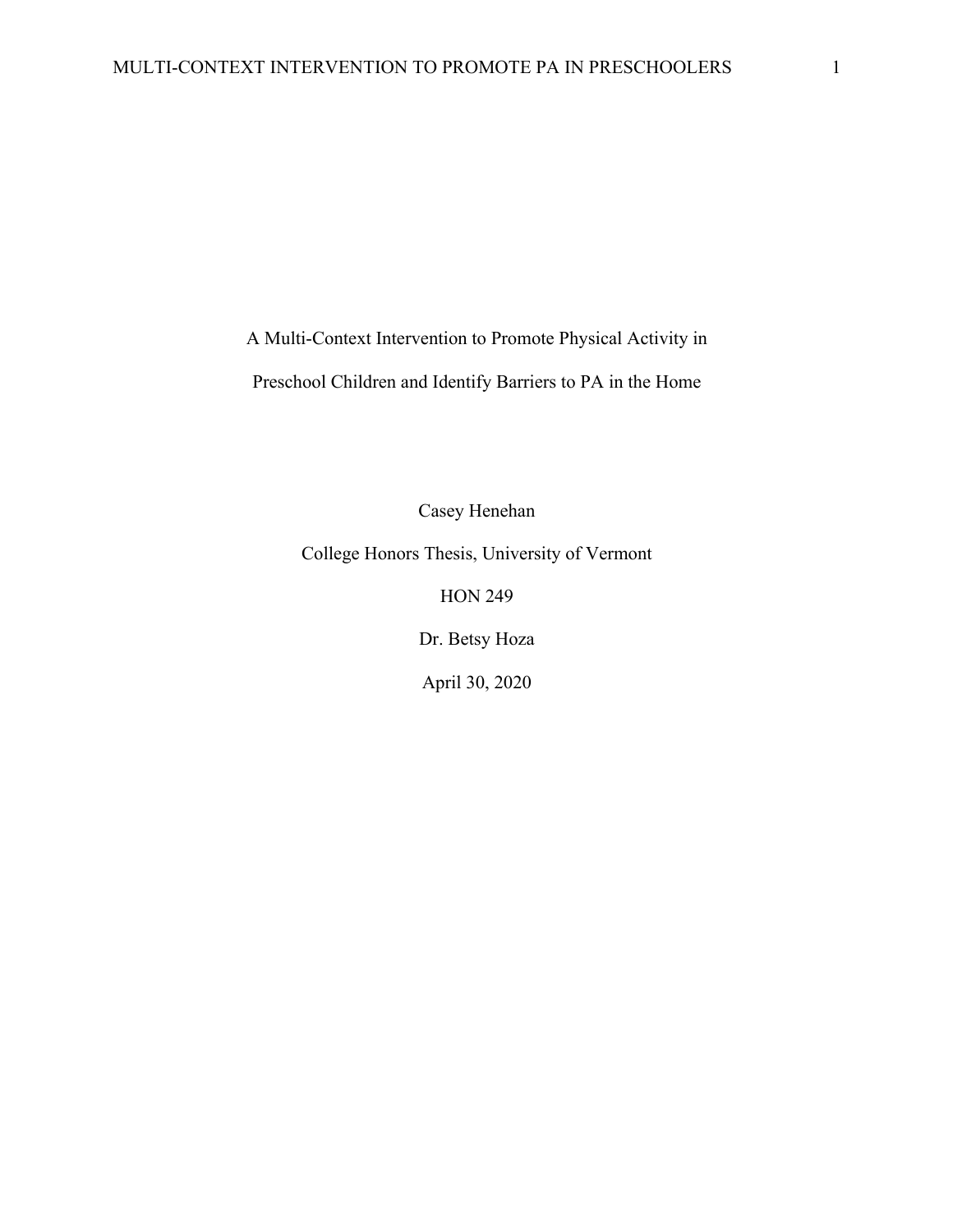# A Multi-Context Intervention to Promote Physical Activity in Preschool Children and Identify Barriers to PA in the Home

Casey Henehan

College Honors Thesis, University of Vermont

HON 249

Dr. Betsy Hoza

April 30, 2020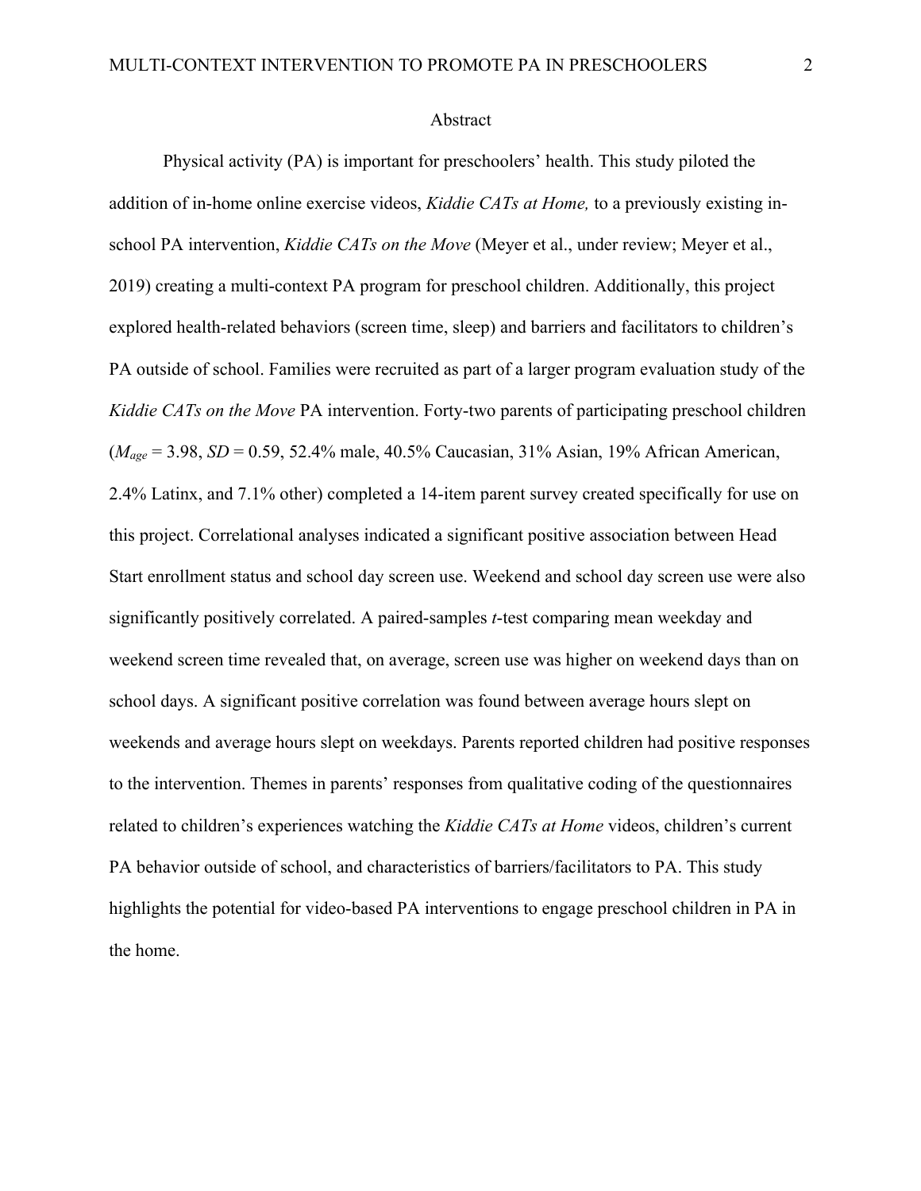# Abstract

Physical activity (PA) is important for preschoolers' health. This study piloted the addition of in-home online exercise videos, *Kiddie CATs at Home,* to a previously existing in-school PA intervention, *Kiddie CATs on the Move* (Meyer et al., under review; Meyer et al., 2019) creating a multi-context PA program for preschool children. Additionally, this project explored health-related behaviors (screen time, sleep) and barriers and facilitators to children's PA outside of school. Families were recruited as part of a larger program evaluation study of the *Kiddie CATs on the Move* PA intervention. Forty-two parents of participating preschool children ($M_{age}$ = 3.98, $SD$ = 0.59, 52.4% male, 40.5% Caucasian, 31% Asian, 19% African American, 2.4% Latinx, and 7.1% other) completed a 14-item parent survey created specifically for use on this project. Correlational analyses indicated a significant positive association between Head Start enrollment status and school day screen use. Weekend and school day screen use were also significantly positively correlated. A paired-samples *t*-test comparing mean weekday and weekend screen time revealed that, on average, screen use was higher on weekend days than on school days. A significant positive correlation was found between average hours slept on weekends and average hours slept on weekdays. Parents reported children had positive responses to the intervention. Themes in parents' responses from qualitative coding of the questionnaires related to children's experiences watching the *Kiddie CATs at Home* videos, children's current PA behavior outside of school, and characteristics of barriers/facilitators to PA. This study highlights the potential for video-based PA interventions to engage preschool children in PA in the home.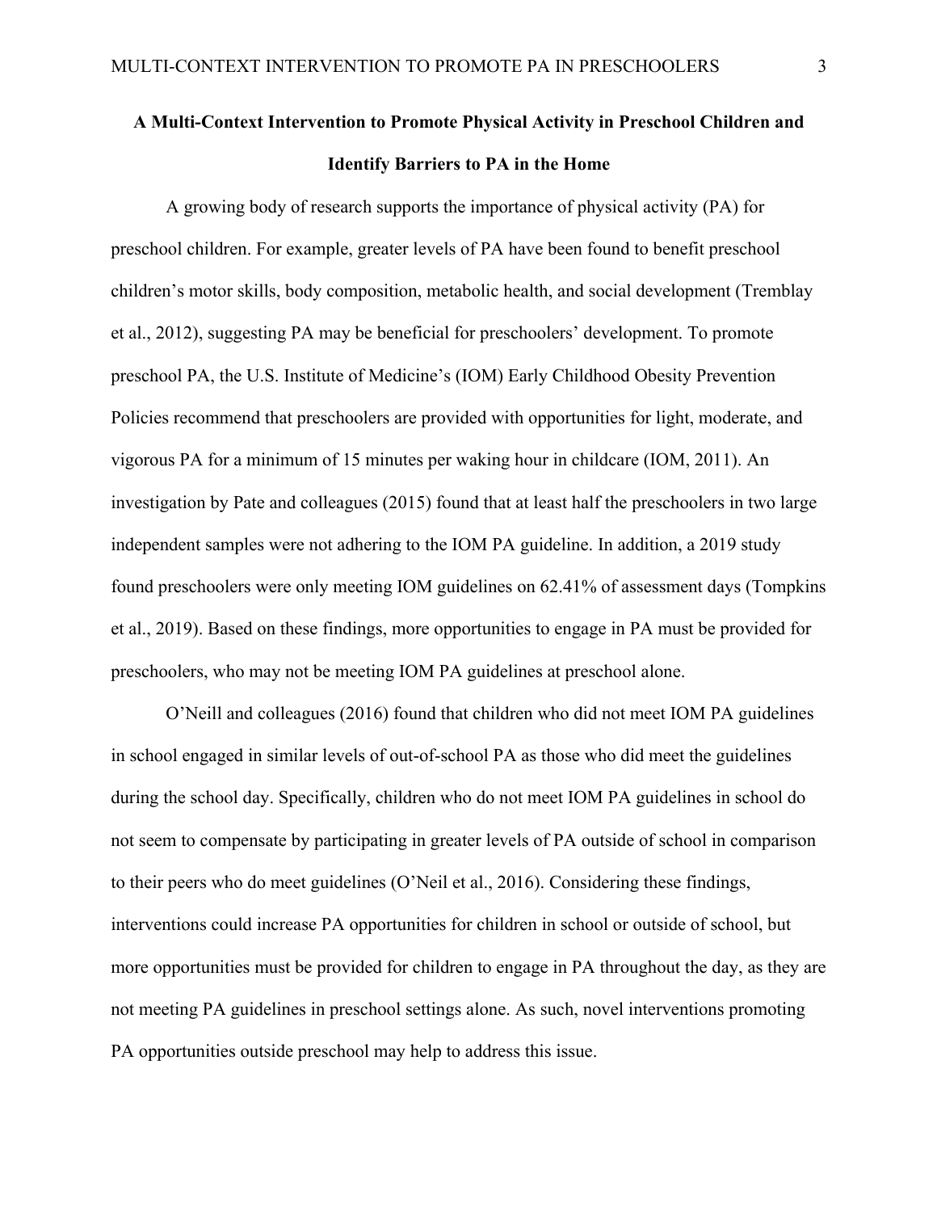# A Multi-Context Intervention to Promote Physical Activity in Preschool Children and Identify Barriers to PA in the Home

A growing body of research supports the importance of physical activity (PA) for preschool children. For example, greater levels of PA have been found to benefit preschool children's motor skills, body composition, metabolic health, and social development (Tremblay et al., 2012), suggesting PA may be beneficial for preschoolers' development. To promote preschool PA, the U.S. Institute of Medicine's (IOM) Early Childhood Obesity Prevention Policies recommend that preschoolers are provided with opportunities for light, moderate, and vigorous PA for a minimum of 15 minutes per waking hour in childcare (IOM, 2011). An investigation by Pate and colleagues (2015) found that at least half the preschoolers in two large independent samples were not adhering to the IOM PA guideline. In addition, a 2019 study found preschoolers were only meeting IOM guidelines on 62.41% of assessment days (Tompkins et al., 2019). Based on these findings, more opportunities to engage in PA must be provided for preschoolers, who may not be meeting IOM PA guidelines at preschool alone.

O'Neill and colleagues (2016) found that children who did not meet IOM PA guidelines in school engaged in similar levels of out-of-school PA as those who did meet the guidelines during the school day. Specifically, children who do not meet IOM PA guidelines in school do not seem to compensate by participating in greater levels of PA outside of school in comparison to their peers who do meet guidelines (O'Neil et al., 2016). Considering these findings, interventions could increase PA opportunities for children in school or outside of school, but more opportunities must be provided for children to engage in PA throughout the day, as they are not meeting PA guidelines in preschool settings alone. As such, novel interventions promoting PA opportunities outside preschool may help to address this issue.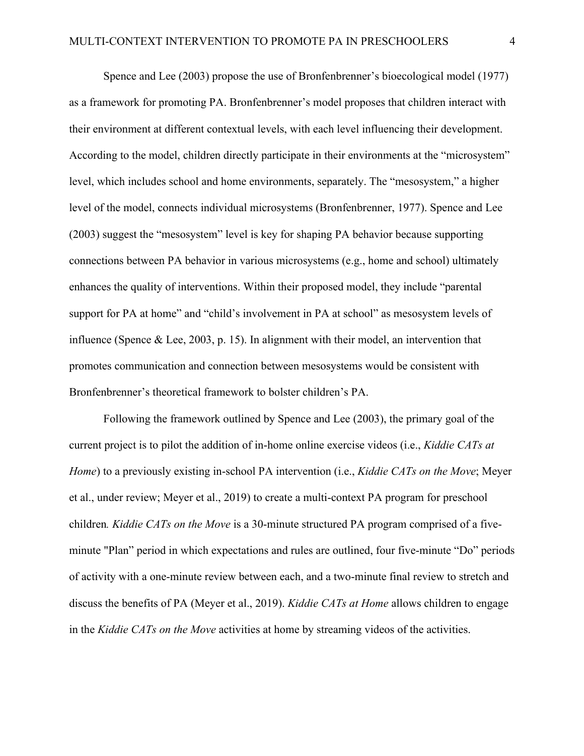Spence and Lee (2003) propose the use of Bronfenbrenner's bioecological model (1977) as a framework for promoting PA. Bronfenbrenner's model proposes that children interact with their environment at different contextual levels, with each level influencing their development. According to the model, children directly participate in their environments at the "microsystem" level, which includes school and home environments, separately. The "mesosystem," a higher level of the model, connects individual microsystems (Bronfenbrenner, 1977). Spence and Lee (2003) suggest the "mesosystem" level is key for shaping PA behavior because supporting connections between PA behavior in various microsystems (e.g., home and school) ultimately enhances the quality of interventions. Within their proposed model, they include "parental support for PA at home" and "child's involvement in PA at school" as mesosystem levels of influence (Spence & Lee, 2003, p. 15). In alignment with their model, an intervention that promotes communication and connection between mesosystems would be consistent with Bronfenbrenner's theoretical framework to bolster children's PA.

Following the framework outlined by Spence and Lee (2003), the primary goal of the current project is to pilot the addition of in-home online exercise videos (i.e., *Kiddie CATs at Home*) to a previously existing in-school PA intervention (i.e., *Kiddie CATs on the Move*; Meyer et al., under review; Meyer et al., 2019) to create a multi-context PA program for preschool children. *Kiddie CATs on the Move* is a 30-minute structured PA program comprised of a five-minute "Plan" period in which expectations and rules are outlined, four five-minute "Do" periods of activity with a one-minute review between each, and a two-minute final review to stretch and discuss the benefits of PA (Meyer et al., 2019). *Kiddie CATs at Home* allows children to engage in the *Kiddie CATs on the Move* activities at home by streaming videos of the activities.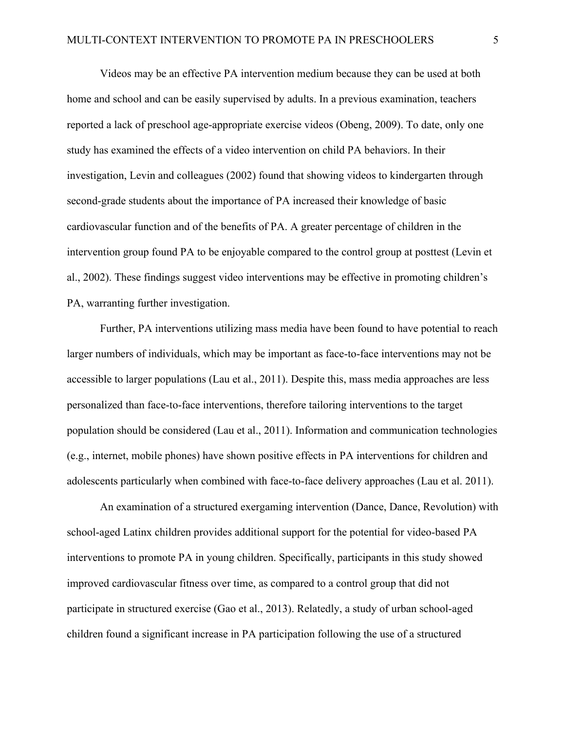Videos may be an effective PA intervention medium because they can be used at both home and school and can be easily supervised by adults. In a previous examination, teachers reported a lack of preschool age-appropriate exercise videos (Obeng, 2009). To date, only one study has examined the effects of a video intervention on child PA behaviors. In their investigation, Levin and colleagues (2002) found that showing videos to kindergarten through second-grade students about the importance of PA increased their knowledge of basic cardiovascular function and of the benefits of PA. A greater percentage of children in the intervention group found PA to be enjoyable compared to the control group at posttest (Levin et al., 2002). These findings suggest video interventions may be effective in promoting children's PA, warranting further investigation.

Further, PA interventions utilizing mass media have been found to have potential to reach larger numbers of individuals, which may be important as face-to-face interventions may not be accessible to larger populations (Lau et al., 2011). Despite this, mass media approaches are less personalized than face-to-face interventions, therefore tailoring interventions to the target population should be considered (Lau et al., 2011). Information and communication technologies (e.g., internet, mobile phones) have shown positive effects in PA interventions for children and adolescents particularly when combined with face-to-face delivery approaches (Lau et al. 2011).

An examination of a structured exergaming intervention (Dance, Dance, Revolution) with school-aged Latinx children provides additional support for the potential for video-based PA interventions to promote PA in young children. Specifically, participants in this study showed improved cardiovascular fitness over time, as compared to a control group that did not participate in structured exercise (Gao et al., 2013). Relatedly, a study of urban school-aged children found a significant increase in PA participation following the use of a structured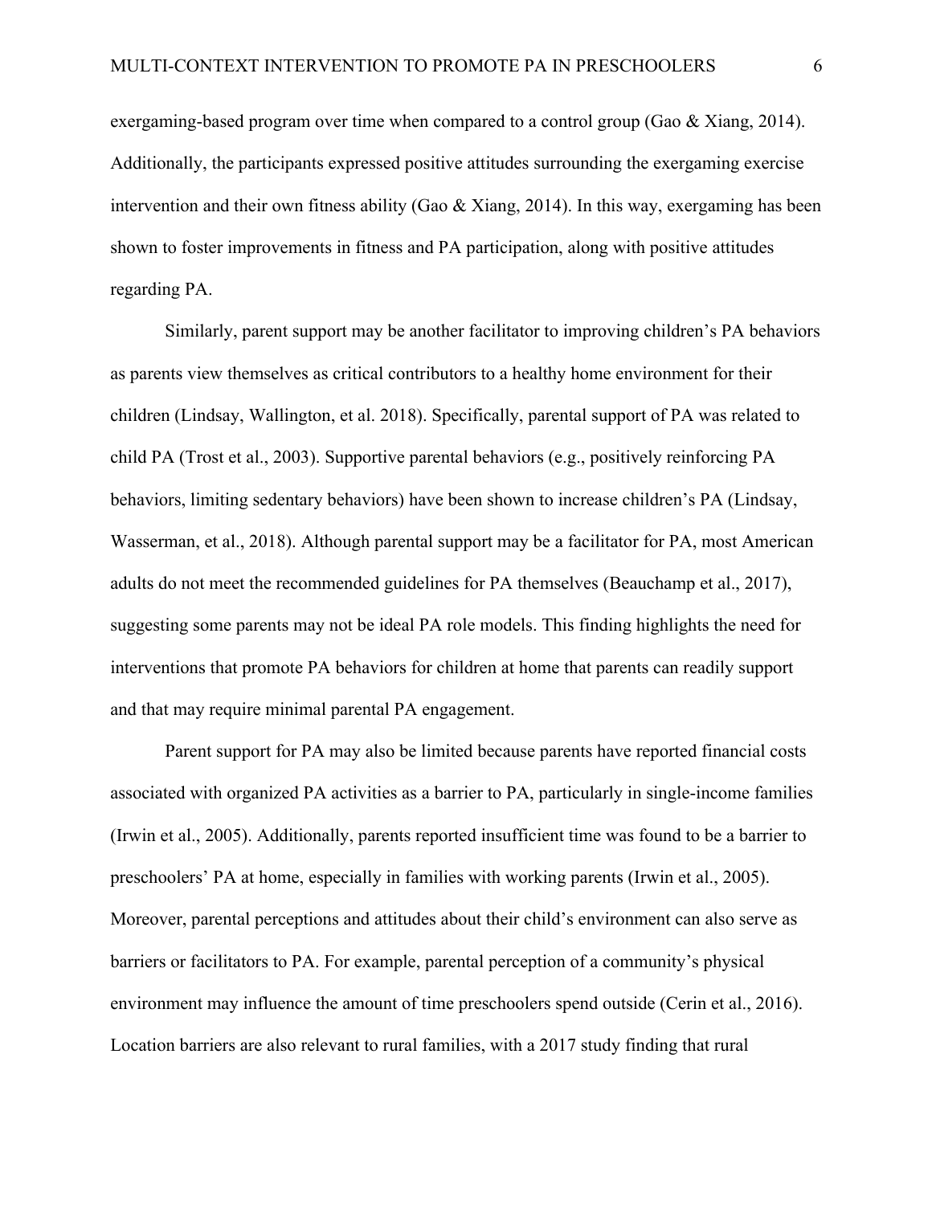exergaming-based program over time when compared to a control group (Gao & Xiang, 2014). Additionally, the participants expressed positive attitudes surrounding the exergaming exercise intervention and their own fitness ability (Gao & Xiang, 2014). In this way, exergaming has been shown to foster improvements in fitness and PA participation, along with positive attitudes regarding PA.

Similarly, parent support may be another facilitator to improving children's PA behaviors as parents view themselves as critical contributors to a healthy home environment for their children (Lindsay, Wallington, et al. 2018). Specifically, parental support of PA was related to child PA (Trost et al., 2003). Supportive parental behaviors (e.g., positively reinforcing PA behaviors, limiting sedentary behaviors) have been shown to increase children's PA (Lindsay, Wasserman, et al., 2018). Although parental support may be a facilitator for PA, most American adults do not meet the recommended guidelines for PA themselves (Beauchamp et al., 2017), suggesting some parents may not be ideal PA role models. This finding highlights the need for interventions that promote PA behaviors for children at home that parents can readily support and that may require minimal parental PA engagement.

Parent support for PA may also be limited because parents have reported financial costs associated with organized PA activities as a barrier to PA, particularly in single-income families (Irwin et al., 2005). Additionally, parents reported insufficient time was found to be a barrier to preschoolers' PA at home, especially in families with working parents (Irwin et al., 2005). Moreover, parental perceptions and attitudes about their child's environment can also serve as barriers or facilitators to PA. For example, parental perception of a community's physical environment may influence the amount of time preschoolers spend outside (Cerin et al., 2016). Location barriers are also relevant to rural families, with a 2017 study finding that rural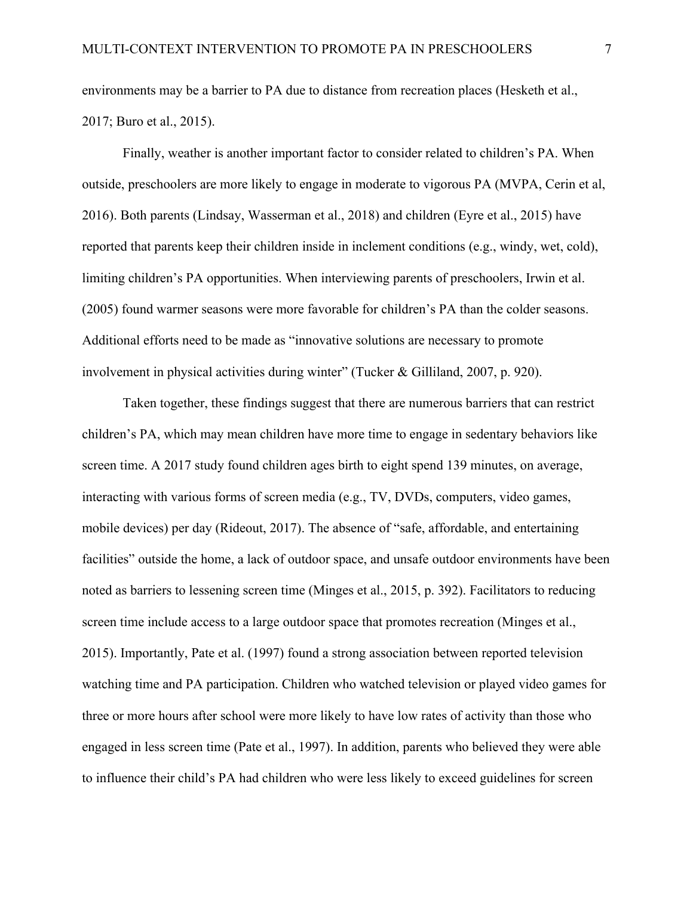environments may be a barrier to PA due to distance from recreation places (Hesketh et al., 2017; Buro et al., 2015).

Finally, weather is another important factor to consider related to children's PA. When outside, preschoolers are more likely to engage in moderate to vigorous PA (MVPA, Cerin et al, 2016). Both parents (Lindsay, Wasserman et al., 2018) and children (Eyre et al., 2015) have reported that parents keep their children inside in inclement conditions (e.g., windy, wet, cold), limiting children's PA opportunities. When interviewing parents of preschoolers, Irwin et al. (2005) found warmer seasons were more favorable for children's PA than the colder seasons. Additional efforts need to be made as "innovative solutions are necessary to promote involvement in physical activities during winter" (Tucker & Gilliland, 2007, p. 920).

Taken together, these findings suggest that there are numerous barriers that can restrict children's PA, which may mean children have more time to engage in sedentary behaviors like screen time. A 2017 study found children ages birth to eight spend 139 minutes, on average, interacting with various forms of screen media (e.g., TV, DVDs, computers, video games, mobile devices) per day (Rideout, 2017). The absence of "safe, affordable, and entertaining facilities" outside the home, a lack of outdoor space, and unsafe outdoor environments have been noted as barriers to lessening screen time (Minges et al., 2015, p. 392). Facilitators to reducing screen time include access to a large outdoor space that promotes recreation (Minges et al., 2015). Importantly, Pate et al. (1997) found a strong association between reported television watching time and PA participation. Children who watched television or played video games for three or more hours after school were more likely to have low rates of activity than those who engaged in less screen time (Pate et al., 1997). In addition, parents who believed they were able to influence their child's PA had children who were less likely to exceed guidelines for screen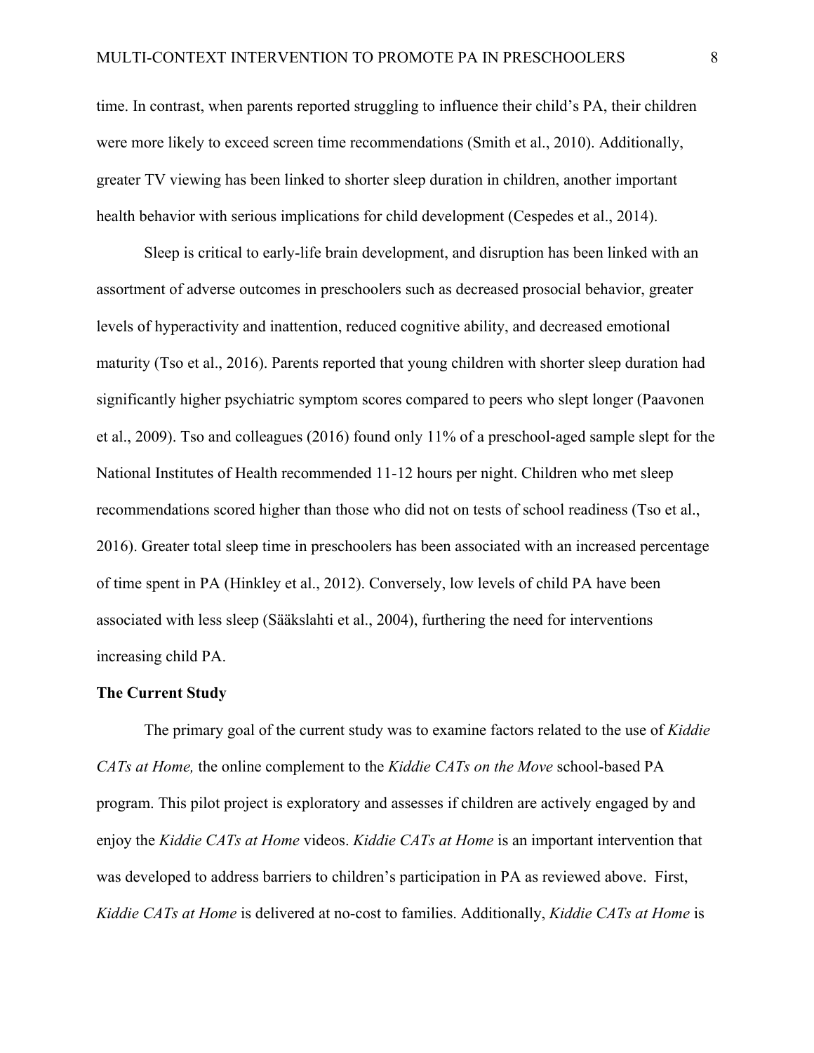time. In contrast, when parents reported struggling to influence their child's PA, their children were more likely to exceed screen time recommendations (Smith et al., 2010). Additionally, greater TV viewing has been linked to shorter sleep duration in children, another important health behavior with serious implications for child development (Cespedes et al., 2014).

Sleep is critical to early-life brain development, and disruption has been linked with an assortment of adverse outcomes in preschoolers such as decreased prosocial behavior, greater levels of hyperactivity and inattention, reduced cognitive ability, and decreased emotional maturity (Tso et al., 2016). Parents reported that young children with shorter sleep duration had significantly higher psychiatric symptom scores compared to peers who slept longer (Paavonen et al., 2009). Tso and colleagues (2016) found only 11% of a preschool-aged sample slept for the National Institutes of Health recommended 11-12 hours per night. Children who met sleep recommendations scored higher than those who did not on tests of school readiness (Tso et al., 2016). Greater total sleep time in preschoolers has been associated with an increased percentage of time spent in PA (Hinkley et al., 2012). Conversely, low levels of child PA have been associated with less sleep (Sääkslahti et al., 2004), furthering the need for interventions increasing child PA.

**The Current Study**

The primary goal of the current study was to examine factors related to the use of *Kiddie CATs at Home,* the online complement to the *Kiddie CATs on the Move* school-based PA program. This pilot project is exploratory and assesses if children are actively engaged by and enjoy the *Kiddie CATs at Home* videos. *Kiddie CATs at Home* is an important intervention that was developed to address barriers to children's participation in PA as reviewed above. First, *Kiddie CATs at Home* is delivered at no-cost to families. Additionally, *Kiddie CATs at Home* is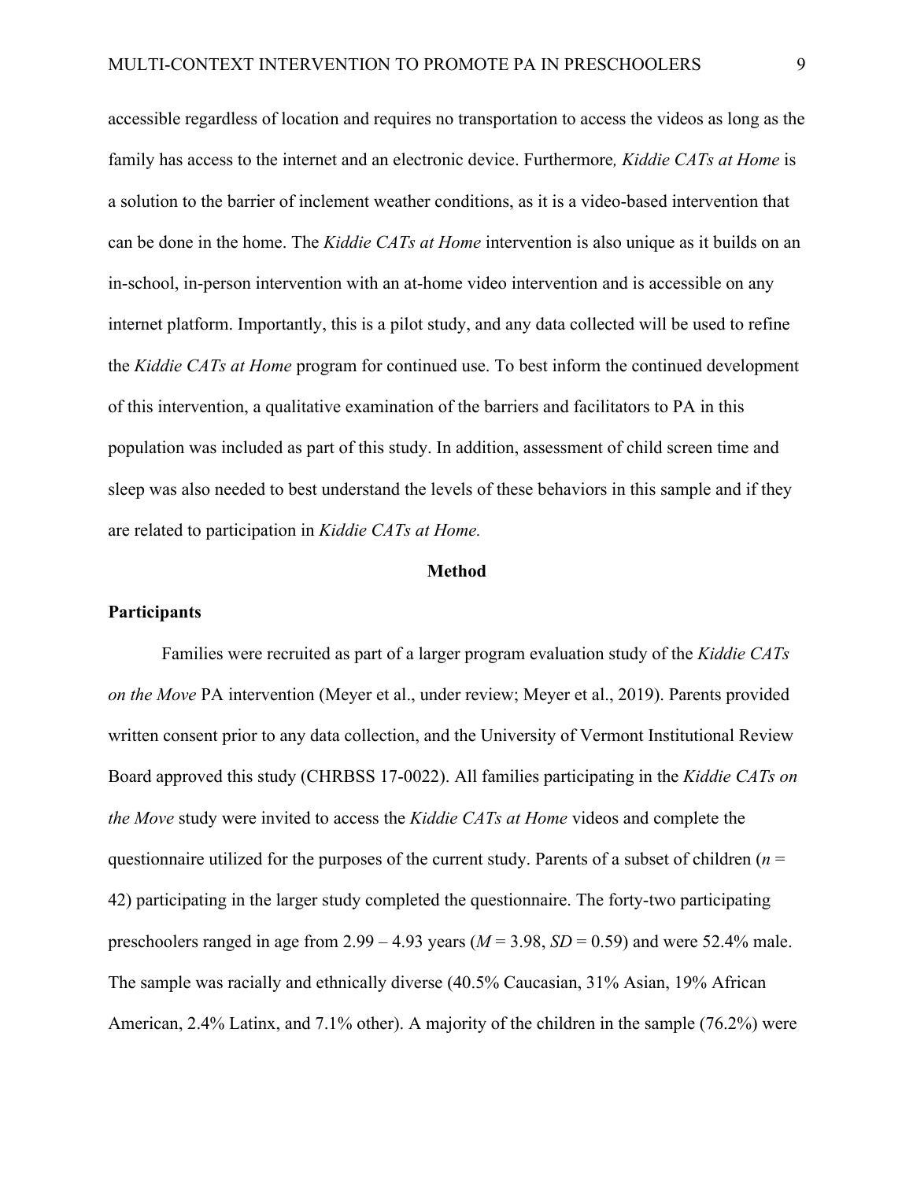accessible regardless of location and requires no transportation to access the videos as long as the family has access to the internet and an electronic device. Furthermore*, Kiddie CATs at Home* is a solution to the barrier of inclement weather conditions, as it is a video-based intervention that can be done in the home. The *Kiddie CATs at Home* intervention is also unique as it builds on an in-school, in-person intervention with an at-home video intervention and is accessible on any internet platform. Importantly, this is a pilot study, and any data collected will be used to refine the *Kiddie CATs at Home* program for continued use. To best inform the continued development of this intervention, a qualitative examination of the barriers and facilitators to PA in this population was included as part of this study. In addition, assessment of child screen time and sleep was also needed to best understand the levels of these behaviors in this sample and if they are related to participation in *Kiddie CATs at Home.*

## Method

### Participants

Families were recruited as part of a larger program evaluation study of the *Kiddie CATs on the Move* PA intervention (Meyer et al., under review; Meyer et al., 2019). Parents provided written consent prior to any data collection, and the University of Vermont Institutional Review Board approved this study (CHRBSS 17-0022). All families participating in the *Kiddie CATs on the Move* study were invited to access the *Kiddie CATs at Home* videos and complete the questionnaire utilized for the purposes of the current study. Parents of a subset of children ($n$ = 42) participating in the larger study completed the questionnaire. The forty-two participating preschoolers ranged in age from 2.99 – 4.93 years ($M$ = 3.98, $SD$ = 0.59) and were 52.4% male. The sample was racially and ethnically diverse (40.5% Caucasian, 31% Asian, 19% African American, 2.4% Latinx, and 7.1% other). A majority of the children in the sample (76.2%) were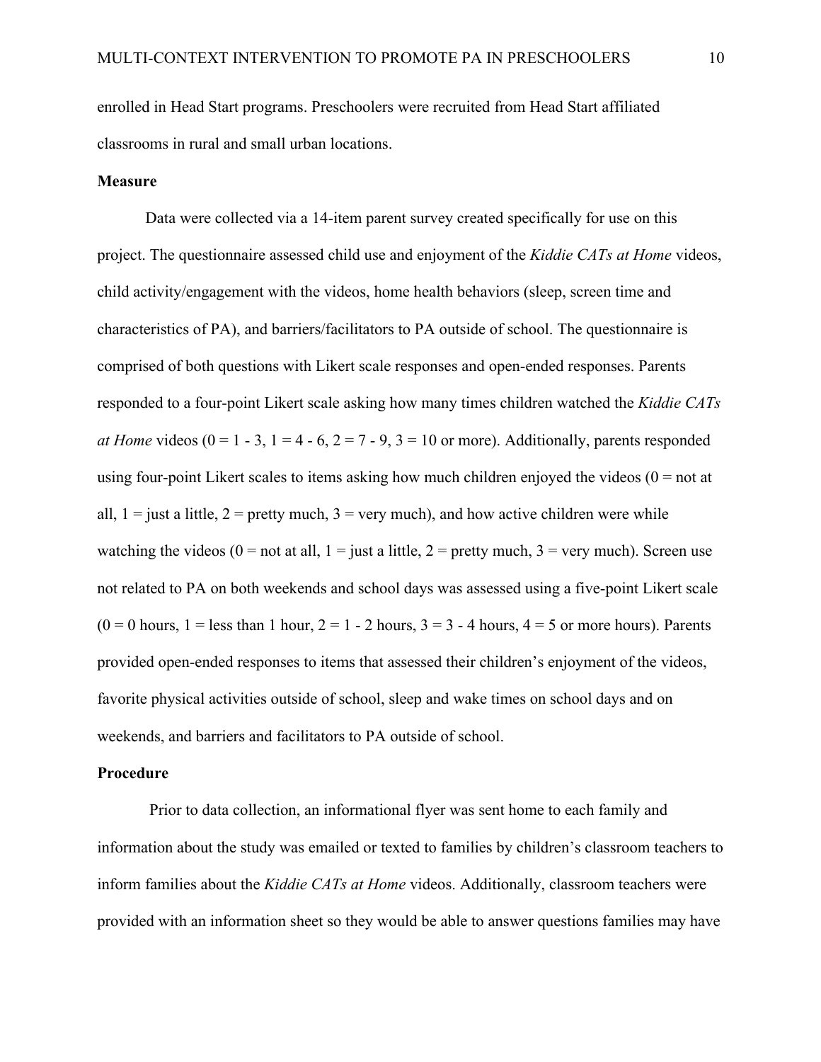enrolled in Head Start programs. Preschoolers were recruited from Head Start affiliated classrooms in rural and small urban locations.

## Measure

Data were collected via a 14-item parent survey created specifically for use on this project. The questionnaire assessed child use and enjoyment of the *Kiddie CATs at Home* videos, child activity/engagement with the videos, home health behaviors (sleep, screen time and characteristics of PA), and barriers/facilitators to PA outside of school. The questionnaire is comprised of both questions with Likert scale responses and open-ended responses. Parents responded to a four-point Likert scale asking how many times children watched the *Kiddie CATs at Home* videos (0 = 1 - 3, 1 = 4 - 6, 2 = 7 - 9, 3 = 10 or more). Additionally, parents responded using four-point Likert scales to items asking how much children enjoyed the videos (0 = not at all, 1 = just a little, 2 = pretty much, 3 = very much), and how active children were while watching the videos (0 = not at all, 1 = just a little, 2 = pretty much, 3 = very much). Screen use not related to PA on both weekends and school days was assessed using a five-point Likert scale (0 = 0 hours, 1 = less than 1 hour, 2 = 1 - 2 hours, 3 = 3 - 4 hours, 4 = 5 or more hours). Parents provided open-ended responses to items that assessed their children's enjoyment of the videos, favorite physical activities outside of school, sleep and wake times on school days and on weekends, and barriers and facilitators to PA outside of school.

## Procedure

Prior to data collection, an informational flyer was sent home to each family and information about the study was emailed or texted to families by children's classroom teachers to inform families about the *Kiddie CATs at Home* videos. Additionally, classroom teachers were provided with an information sheet so they would be able to answer questions families may have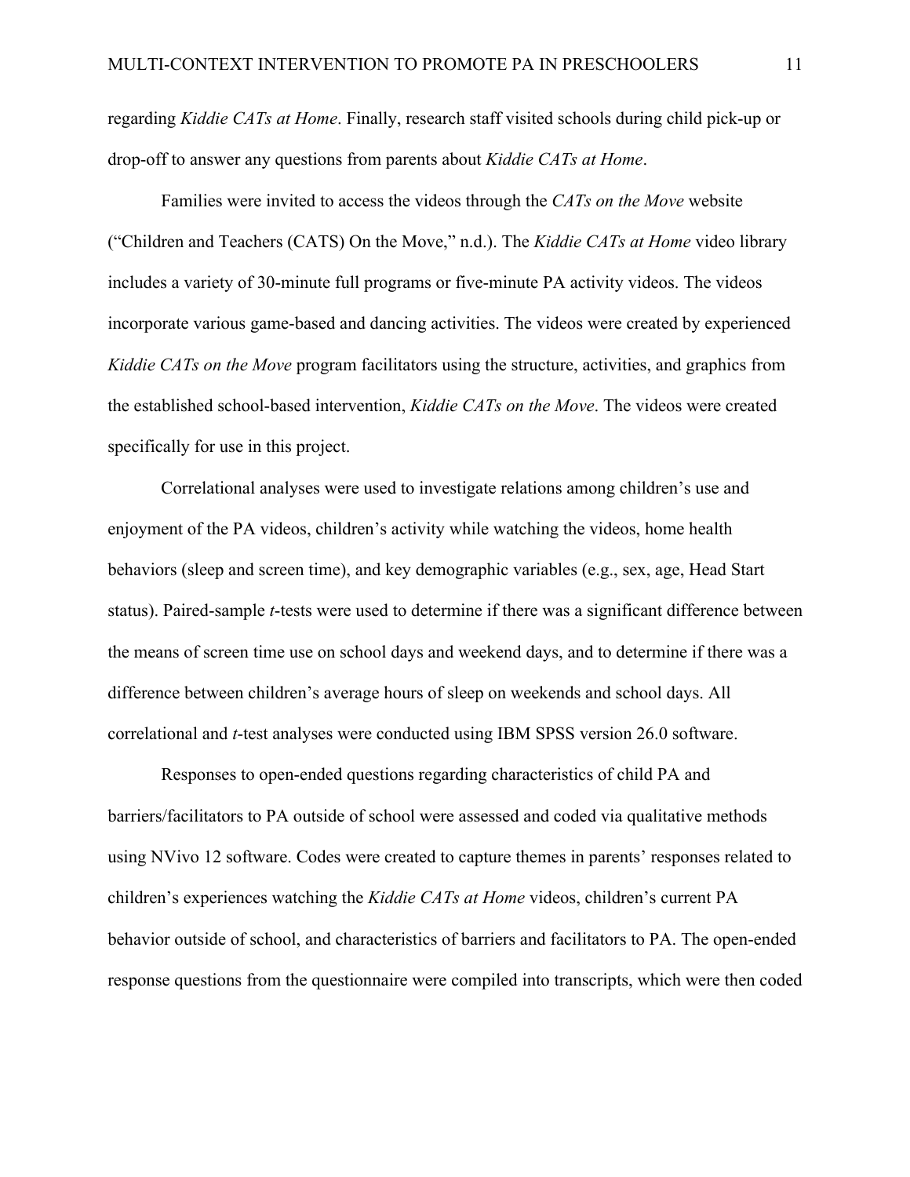regarding *Kiddie CATs at Home*. Finally, research staff visited schools during child pick-up or drop-off to answer any questions from parents about *Kiddie CATs at Home*.

Families were invited to access the videos through the *CATs on the Move* website ("Children and Teachers (CATS) On the Move," n.d.). The *Kiddie CATs at Home* video library includes a variety of 30-minute full programs or five-minute PA activity videos. The videos incorporate various game-based and dancing activities. The videos were created by experienced *Kiddie CATs on the Move* program facilitators using the structure, activities, and graphics from the established school-based intervention, *Kiddie CATs on the Move*. The videos were created specifically for use in this project.

Correlational analyses were used to investigate relations among children's use and enjoyment of the PA videos, children's activity while watching the videos, home health behaviors (sleep and screen time), and key demographic variables (e.g., sex, age, Head Start status). Paired-sample *t*-tests were used to determine if there was a significant difference between the means of screen time use on school days and weekend days, and to determine if there was a difference between children's average hours of sleep on weekends and school days. All correlational and *t*-test analyses were conducted using IBM SPSS version 26.0 software.

Responses to open-ended questions regarding characteristics of child PA and barriers/facilitators to PA outside of school were assessed and coded via qualitative methods using NVivo 12 software. Codes were created to capture themes in parents' responses related to children's experiences watching the *Kiddie CATs at Home* videos, children's current PA behavior outside of school, and characteristics of barriers and facilitators to PA. The open-ended response questions from the questionnaire were compiled into transcripts, which were then coded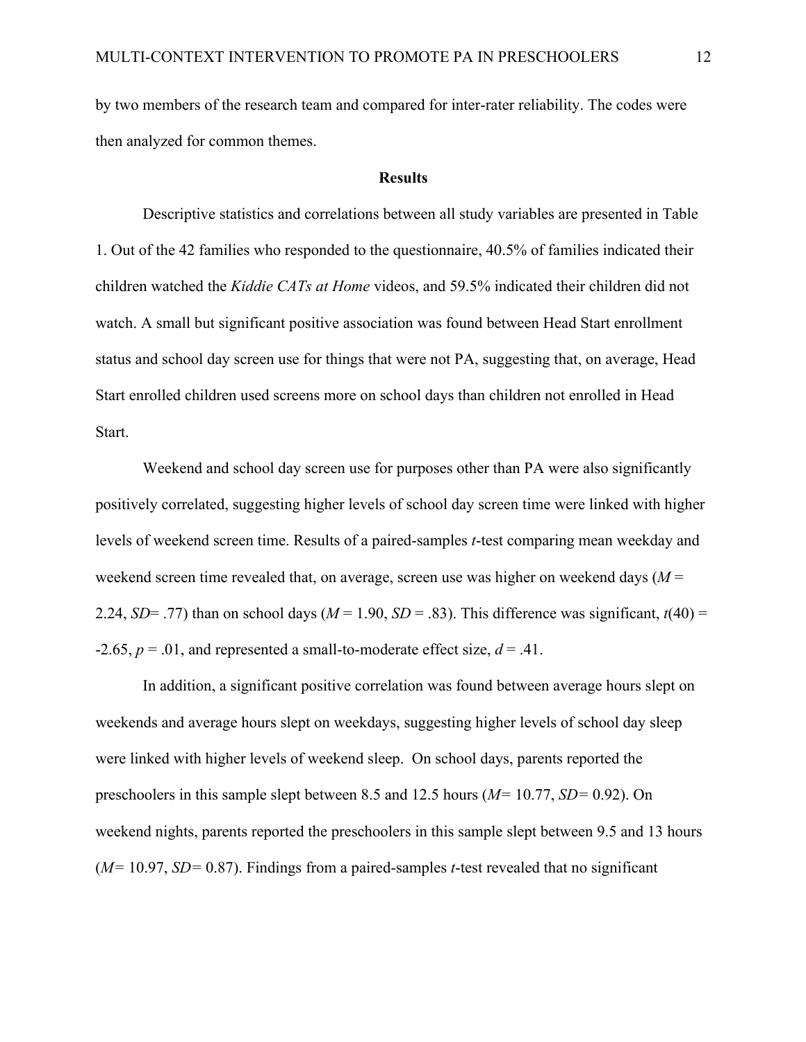by two members of the research team and compared for inter-rater reliability. The codes were then analyzed for common themes.

## Results

Descriptive statistics and correlations between all study variables are presented in Table 1. Out of the 42 families who responded to the questionnaire, 40.5% of families indicated their children watched the *Kiddie CATs at Home* videos, and 59.5% indicated their children did not watch. A small but significant positive association was found between Head Start enrollment status and school day screen use for things that were not PA, suggesting that, on average, Head Start enrolled children used screens more on school days than children not enrolled in Head Start.

Weekend and school day screen use for purposes other than PA were also significantly positively correlated, suggesting higher levels of school day screen time were linked with higher levels of weekend screen time. Results of a paired-samples *t*-test comparing mean weekday and weekend screen time revealed that, on average, screen use was higher on weekend days ($M$ = 2.24, $SD$= .77) than on school days ($M$ = 1.90, $SD$ = .83). This difference was significant, $t(40)$ = -2.65, $p$ = .01, and represented a small-to-moderate effect size, $d$ = .41.

In addition, a significant positive correlation was found between average hours slept on weekends and average hours slept on weekdays, suggesting higher levels of school day sleep were linked with higher levels of weekend sleep. On school days, parents reported the preschoolers in this sample slept between 8.5 and 12.5 hours ($M$= 10.77, $SD$= 0.92). On weekend nights, parents reported the preschoolers in this sample slept between 9.5 and 13 hours ($M$= 10.97, $SD$= 0.87). Findings from a paired-samples *t*-test revealed that no significant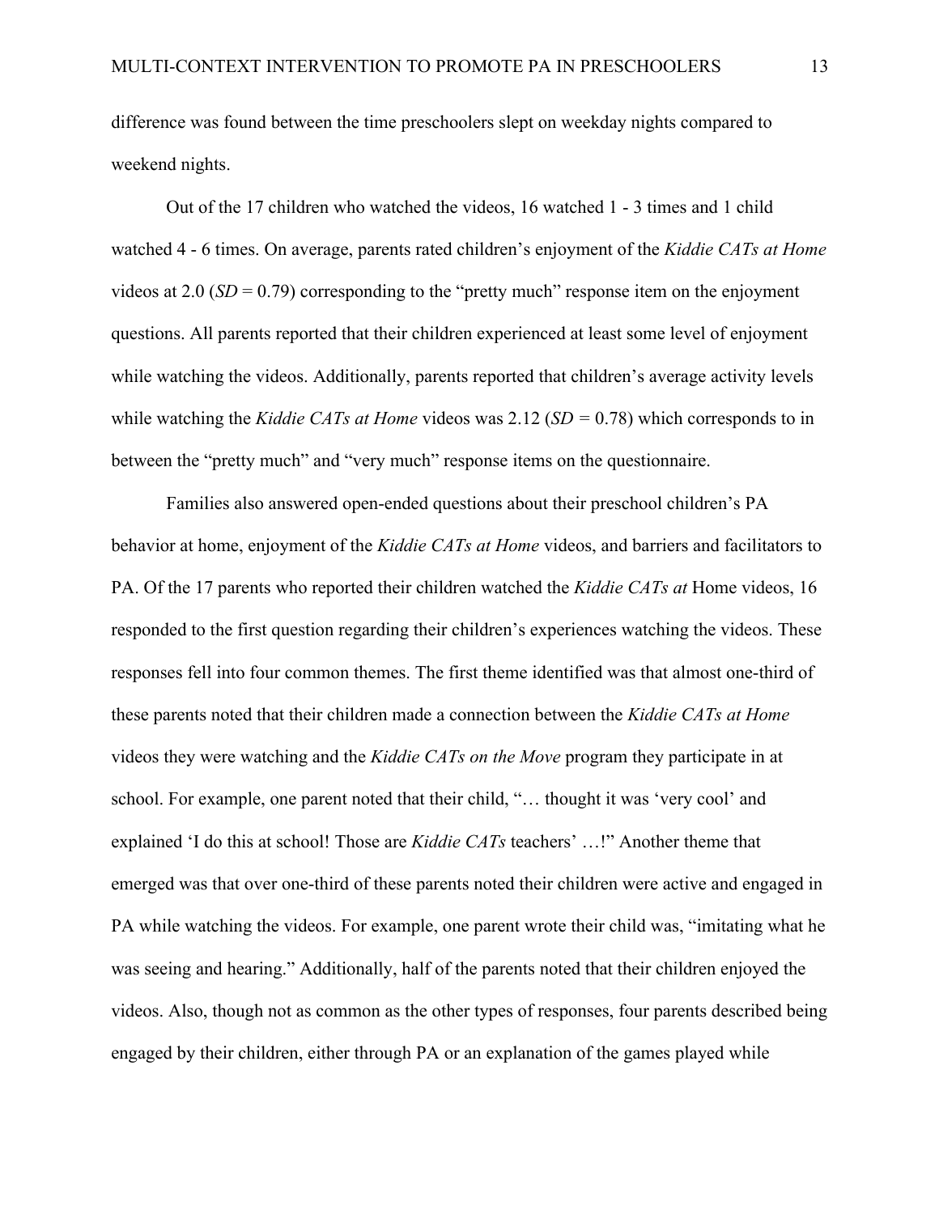difference was found between the time preschoolers slept on weekday nights compared to weekend nights.

Out of the 17 children who watched the videos, 16 watched 1 - 3 times and 1 child watched 4 - 6 times. On average, parents rated children's enjoyment of the *Kiddie CATs at Home* videos at 2.0 (*SD* = 0.79) corresponding to the "pretty much" response item on the enjoyment questions. All parents reported that their children experienced at least some level of enjoyment while watching the videos. Additionally, parents reported that children's average activity levels while watching the *Kiddie CATs at Home* videos was 2.12 (*SD* = 0.78) which corresponds to in between the "pretty much" and "very much" response items on the questionnaire.

Families also answered open-ended questions about their preschool children's PA behavior at home, enjoyment of the *Kiddie CATs at Home* videos, and barriers and facilitators to PA. Of the 17 parents who reported their children watched the *Kiddie CATs at* Home videos, 16 responded to the first question regarding their children's experiences watching the videos. These responses fell into four common themes. The first theme identified was that almost one-third of these parents noted that their children made a connection between the *Kiddie CATs at Home* videos they were watching and the *Kiddie CATs on the Move* program they participate in at school. For example, one parent noted that their child, "… thought it was 'very cool' and explained 'I do this at school! Those are *Kiddie CATs* teachers' …!" Another theme that emerged was that over one-third of these parents noted their children were active and engaged in PA while watching the videos. For example, one parent wrote their child was, "imitating what he was seeing and hearing." Additionally, half of the parents noted that their children enjoyed the videos. Also, though not as common as the other types of responses, four parents described being engaged by their children, either through PA or an explanation of the games played while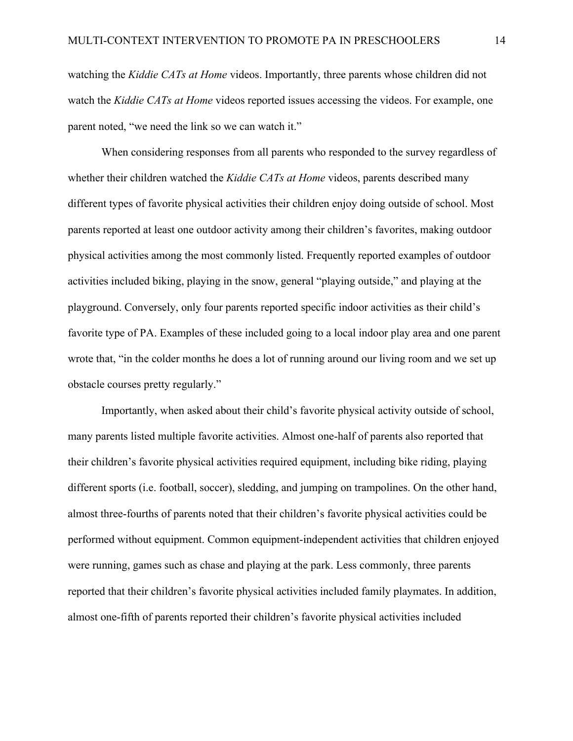watching the *Kiddie CATs at Home* videos. Importantly, three parents whose children did not watch the *Kiddie CATs at Home* videos reported issues accessing the videos. For example, one parent noted, "we need the link so we can watch it."

When considering responses from all parents who responded to the survey regardless of whether their children watched the *Kiddie CATs at Home* videos, parents described many different types of favorite physical activities their children enjoy doing outside of school. Most parents reported at least one outdoor activity among their children's favorites, making outdoor physical activities among the most commonly listed. Frequently reported examples of outdoor activities included biking, playing in the snow, general "playing outside," and playing at the playground. Conversely, only four parents reported specific indoor activities as their child's favorite type of PA. Examples of these included going to a local indoor play area and one parent wrote that, "in the colder months he does a lot of running around our living room and we set up obstacle courses pretty regularly."

Importantly, when asked about their child's favorite physical activity outside of school, many parents listed multiple favorite activities. Almost one-half of parents also reported that their children's favorite physical activities required equipment, including bike riding, playing different sports (i.e. football, soccer), sledding, and jumping on trampolines. On the other hand, almost three-fourths of parents noted that their children's favorite physical activities could be performed without equipment. Common equipment-independent activities that children enjoyed were running, games such as chase and playing at the park. Less commonly, three parents reported that their children's favorite physical activities included family playmates. In addition, almost one-fifth of parents reported their children's favorite physical activities included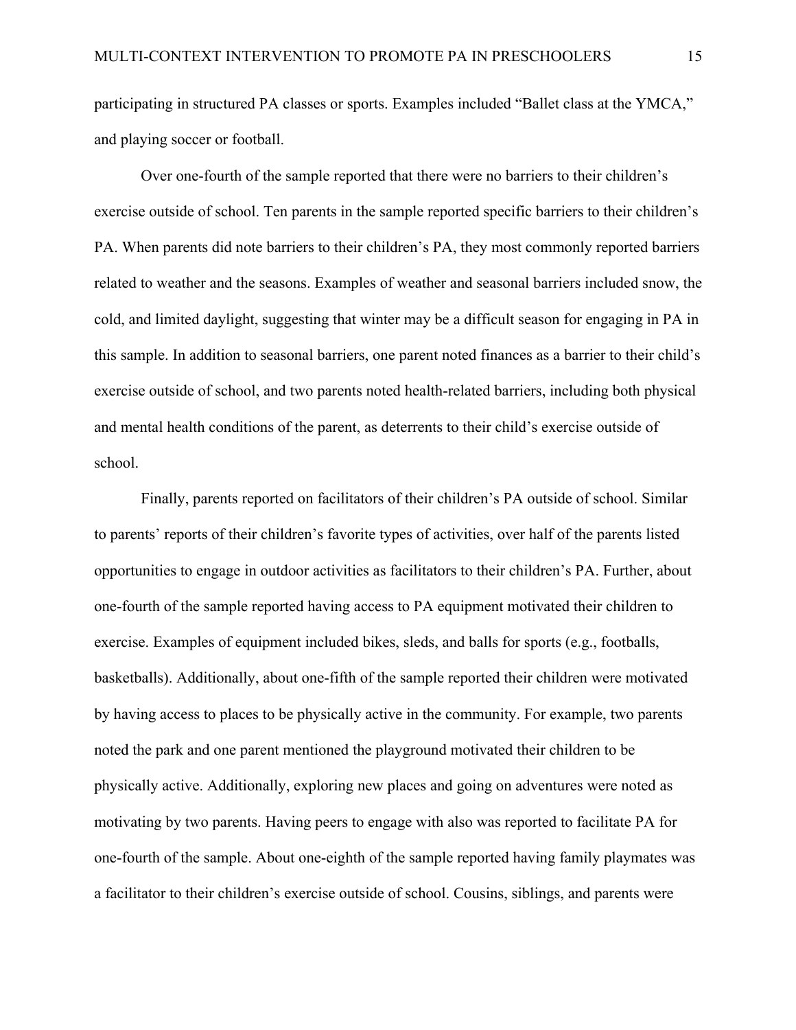participating in structured PA classes or sports. Examples included "Ballet class at the YMCA," and playing soccer or football.

Over one-fourth of the sample reported that there were no barriers to their children's exercise outside of school. Ten parents in the sample reported specific barriers to their children's PA. When parents did note barriers to their children's PA, they most commonly reported barriers related to weather and the seasons. Examples of weather and seasonal barriers included snow, the cold, and limited daylight, suggesting that winter may be a difficult season for engaging in PA in this sample. In addition to seasonal barriers, one parent noted finances as a barrier to their child's exercise outside of school, and two parents noted health-related barriers, including both physical and mental health conditions of the parent, as deterrents to their child's exercise outside of school.

Finally, parents reported on facilitators of their children's PA outside of school. Similar to parents' reports of their children's favorite types of activities, over half of the parents listed opportunities to engage in outdoor activities as facilitators to their children's PA. Further, about one-fourth of the sample reported having access to PA equipment motivated their children to exercise. Examples of equipment included bikes, sleds, and balls for sports (e.g., footballs, basketballs). Additionally, about one-fifth of the sample reported their children were motivated by having access to places to be physically active in the community. For example, two parents noted the park and one parent mentioned the playground motivated their children to be physically active. Additionally, exploring new places and going on adventures were noted as motivating by two parents. Having peers to engage with also was reported to facilitate PA for one-fourth of the sample. About one-eighth of the sample reported having family playmates was a facilitator to their children's exercise outside of school. Cousins, siblings, and parents were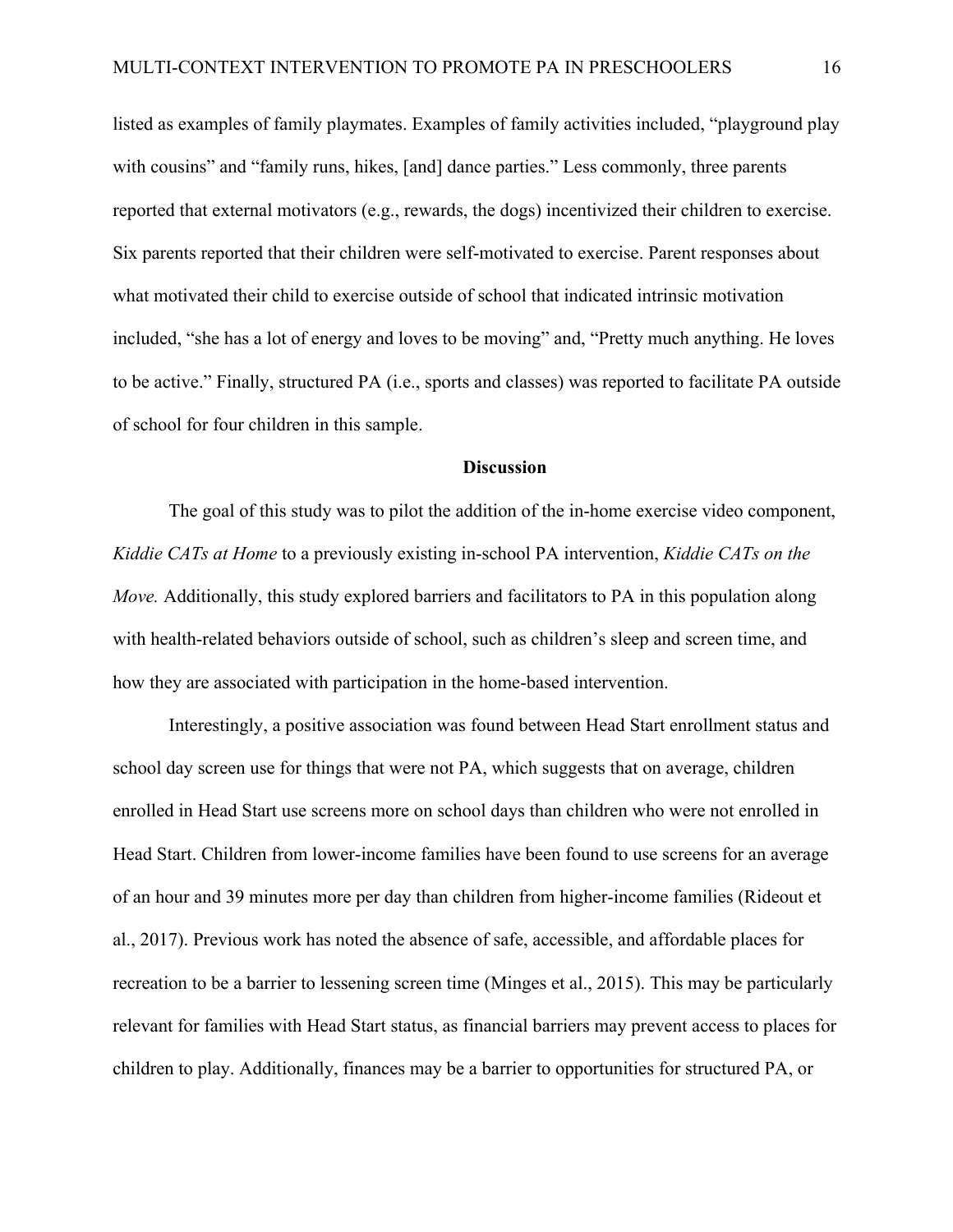listed as examples of family playmates. Examples of family activities included, “playground play with cousins” and “family runs, hikes, [and] dance parties.” Less commonly, three parents reported that external motivators (e.g., rewards, the dogs) incentivized their children to exercise. Six parents reported that their children were self-motivated to exercise. Parent responses about what motivated their child to exercise outside of school that indicated intrinsic motivation included, “she has a lot of energy and loves to be moving” and, “Pretty much anything. He loves to be active.” Finally, structured PA (i.e., sports and classes) was reported to facilitate PA outside of school for four children in this sample.

## Discussion

The goal of this study was to pilot the addition of the in-home exercise video component, *Kiddie CATs at Home* to a previously existing in-school PA intervention, *Kiddie CATs on the Move.* Additionally, this study explored barriers and facilitators to PA in this population along with health-related behaviors outside of school, such as children’s sleep and screen time, and how they are associated with participation in the home-based intervention.

Interestingly, a positive association was found between Head Start enrollment status and school day screen use for things that were not PA, which suggests that on average, children enrolled in Head Start use screens more on school days than children who were not enrolled in Head Start. Children from lower-income families have been found to use screens for an average of an hour and 39 minutes more per day than children from higher-income families (Rideout et al., 2017). Previous work has noted the absence of safe, accessible, and affordable places for recreation to be a barrier to lessening screen time (Minges et al., 2015). This may be particularly relevant for families with Head Start status, as financial barriers may prevent access to places for children to play. Additionally, finances may be a barrier to opportunities for structured PA, or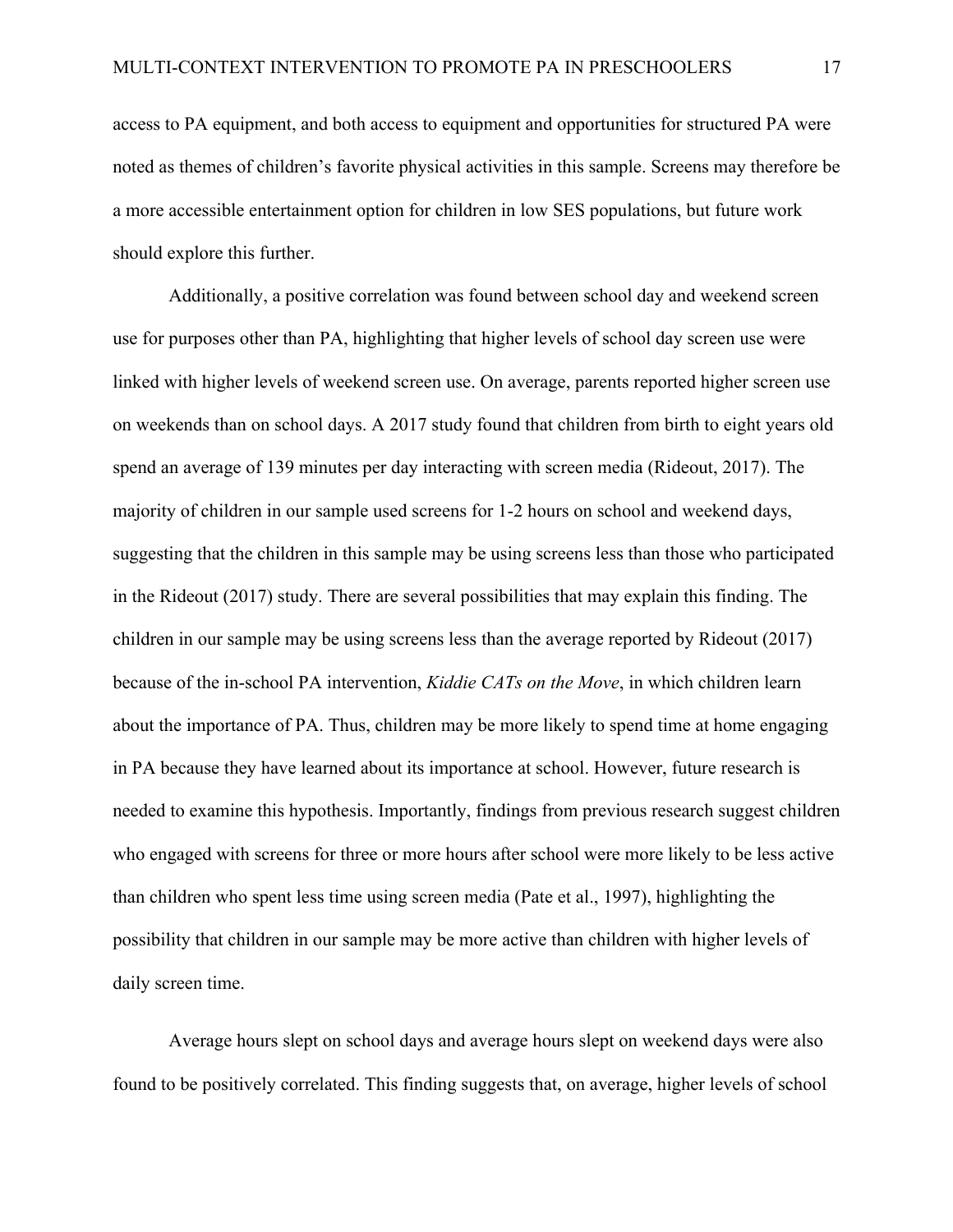access to PA equipment, and both access to equipment and opportunities for structured PA were noted as themes of children's favorite physical activities in this sample. Screens may therefore be a more accessible entertainment option for children in low SES populations, but future work should explore this further.

Additionally, a positive correlation was found between school day and weekend screen use for purposes other than PA, highlighting that higher levels of school day screen use were linked with higher levels of weekend screen use. On average, parents reported higher screen use on weekends than on school days. A 2017 study found that children from birth to eight years old spend an average of 139 minutes per day interacting with screen media (Rideout, 2017). The majority of children in our sample used screens for 1-2 hours on school and weekend days, suggesting that the children in this sample may be using screens less than those who participated in the Rideout (2017) study. There are several possibilities that may explain this finding. The children in our sample may be using screens less than the average reported by Rideout (2017) because of the in-school PA intervention, *Kiddie CATs on the Move*, in which children learn about the importance of PA. Thus, children may be more likely to spend time at home engaging in PA because they have learned about its importance at school. However, future research is needed to examine this hypothesis. Importantly, findings from previous research suggest children who engaged with screens for three or more hours after school were more likely to be less active than children who spent less time using screen media (Pate et al., 1997), highlighting the possibility that children in our sample may be more active than children with higher levels of daily screen time.

Average hours slept on school days and average hours slept on weekend days were also found to be positively correlated. This finding suggests that, on average, higher levels of school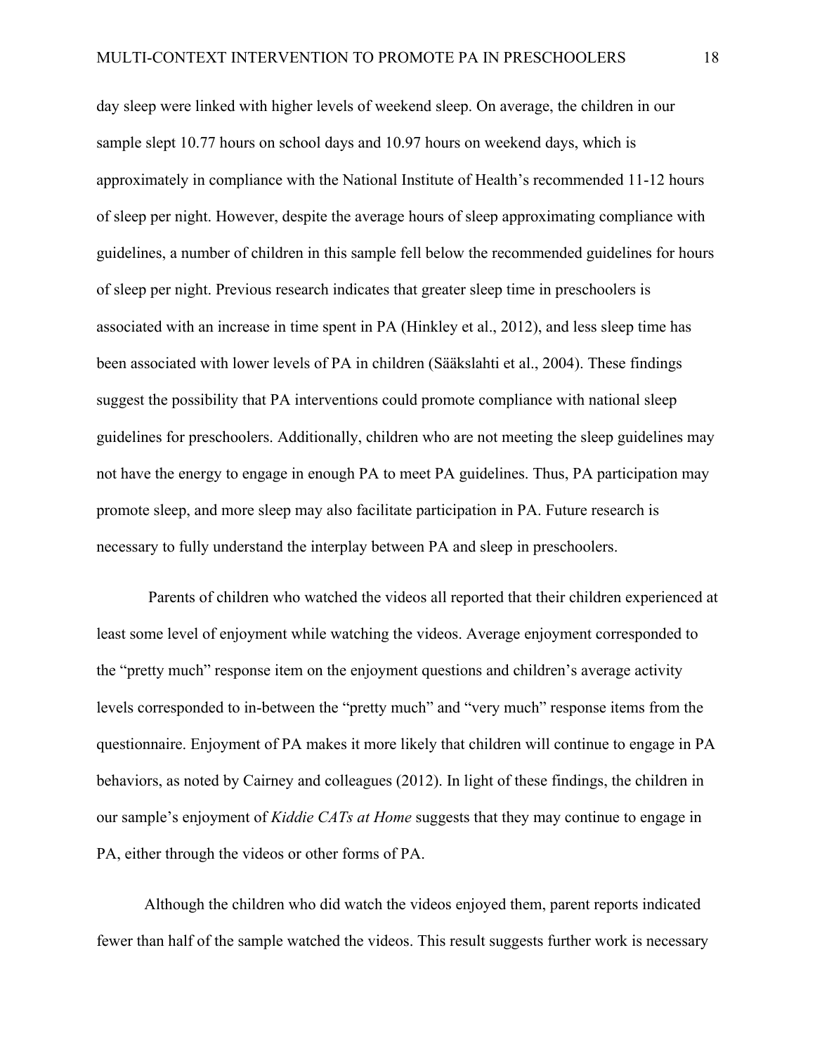day sleep were linked with higher levels of weekend sleep. On average, the children in our sample slept 10.77 hours on school days and 10.97 hours on weekend days, which is approximately in compliance with the National Institute of Health's recommended 11-12 hours of sleep per night. However, despite the average hours of sleep approximating compliance with guidelines, a number of children in this sample fell below the recommended guidelines for hours of sleep per night. Previous research indicates that greater sleep time in preschoolers is associated with an increase in time spent in PA (Hinkley et al., 2012), and less sleep time has been associated with lower levels of PA in children (Sääkslahti et al., 2004). These findings suggest the possibility that PA interventions could promote compliance with national sleep guidelines for preschoolers. Additionally, children who are not meeting the sleep guidelines may not have the energy to engage in enough PA to meet PA guidelines. Thus, PA participation may promote sleep, and more sleep may also facilitate participation in PA. Future research is necessary to fully understand the interplay between PA and sleep in preschoolers.

Parents of children who watched the videos all reported that their children experienced at least some level of enjoyment while watching the videos. Average enjoyment corresponded to the "pretty much" response item on the enjoyment questions and children's average activity levels corresponded to in-between the "pretty much" and "very much" response items from the questionnaire. Enjoyment of PA makes it more likely that children will continue to engage in PA behaviors, as noted by Cairney and colleagues (2012). In light of these findings, the children in our sample's enjoyment of *Kiddie CATs at Home* suggests that they may continue to engage in PA, either through the videos or other forms of PA.

Although the children who did watch the videos enjoyed them, parent reports indicated fewer than half of the sample watched the videos. This result suggests further work is necessary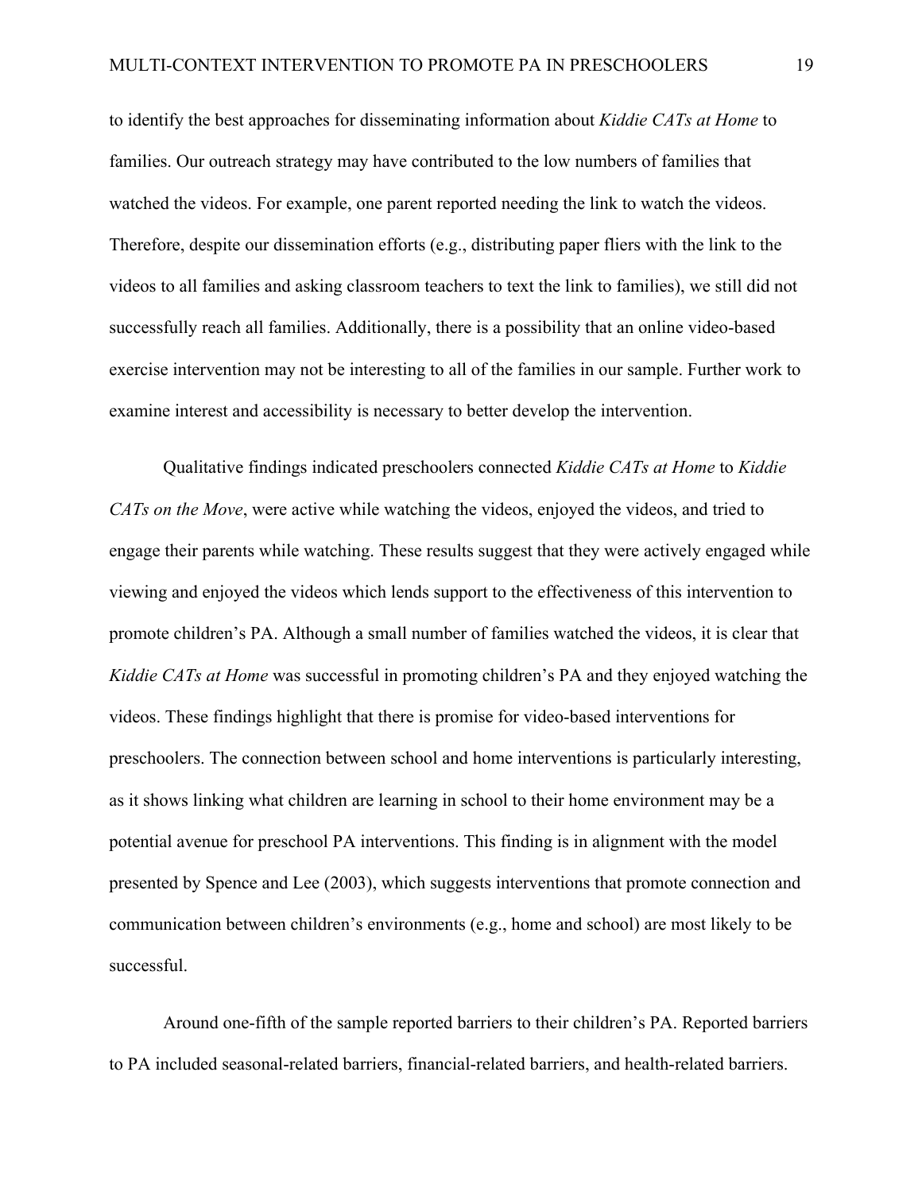to identify the best approaches for disseminating information about *Kiddie CATs at Home* to families. Our outreach strategy may have contributed to the low numbers of families that watched the videos. For example, one parent reported needing the link to watch the videos. Therefore, despite our dissemination efforts (e.g., distributing paper fliers with the link to the videos to all families and asking classroom teachers to text the link to families), we still did not successfully reach all families. Additionally, there is a possibility that an online video-based exercise intervention may not be interesting to all of the families in our sample. Further work to examine interest and accessibility is necessary to better develop the intervention.

Qualitative findings indicated preschoolers connected *Kiddie CATs at Home* to *Kiddie CATs on the Move*, were active while watching the videos, enjoyed the videos, and tried to engage their parents while watching. These results suggest that they were actively engaged while viewing and enjoyed the videos which lends support to the effectiveness of this intervention to promote children's PA. Although a small number of families watched the videos, it is clear that *Kiddie CATs at Home* was successful in promoting children's PA and they enjoyed watching the videos. These findings highlight that there is promise for video-based interventions for preschoolers. The connection between school and home interventions is particularly interesting, as it shows linking what children are learning in school to their home environment may be a potential avenue for preschool PA interventions. This finding is in alignment with the model presented by Spence and Lee (2003), which suggests interventions that promote connection and communication between children's environments (e.g., home and school) are most likely to be successful.

Around one-fifth of the sample reported barriers to their children's PA. Reported barriers to PA included seasonal-related barriers, financial-related barriers, and health-related barriers.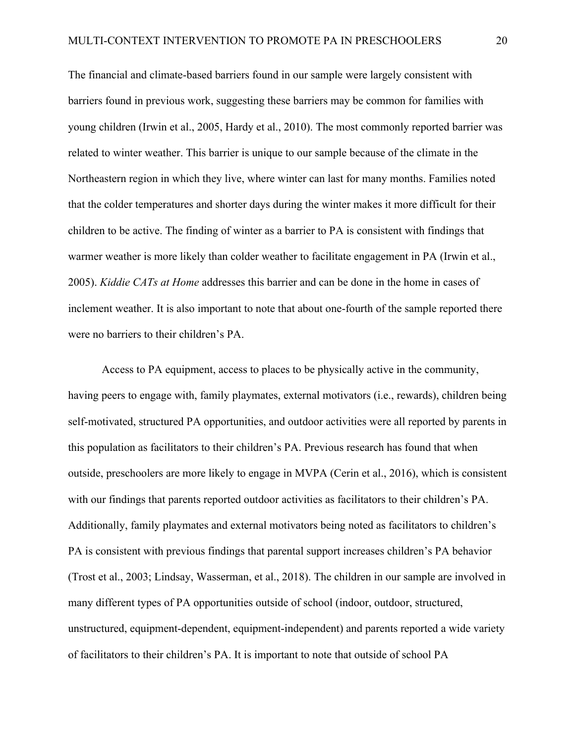The financial and climate-based barriers found in our sample were largely consistent with barriers found in previous work, suggesting these barriers may be common for families with young children (Irwin et al., 2005, Hardy et al., 2010). The most commonly reported barrier was related to winter weather. This barrier is unique to our sample because of the climate in the Northeastern region in which they live, where winter can last for many months. Families noted that the colder temperatures and shorter days during the winter makes it more difficult for their children to be active. The finding of winter as a barrier to PA is consistent with findings that warmer weather is more likely than colder weather to facilitate engagement in PA (Irwin et al., 2005). *Kiddie CATs at Home* addresses this barrier and can be done in the home in cases of inclement weather. It is also important to note that about one-fourth of the sample reported there were no barriers to their children's PA.

Access to PA equipment, access to places to be physically active in the community, having peers to engage with, family playmates, external motivators (i.e., rewards), children being self-motivated, structured PA opportunities, and outdoor activities were all reported by parents in this population as facilitators to their children's PA. Previous research has found that when outside, preschoolers are more likely to engage in MVPA (Cerin et al., 2016), which is consistent with our findings that parents reported outdoor activities as facilitators to their children's PA. Additionally, family playmates and external motivators being noted as facilitators to children's PA is consistent with previous findings that parental support increases children's PA behavior (Trost et al., 2003; Lindsay, Wasserman, et al., 2018). The children in our sample are involved in many different types of PA opportunities outside of school (indoor, outdoor, structured, unstructured, equipment-dependent, equipment-independent) and parents reported a wide variety of facilitators to their children's PA. It is important to note that outside of school PA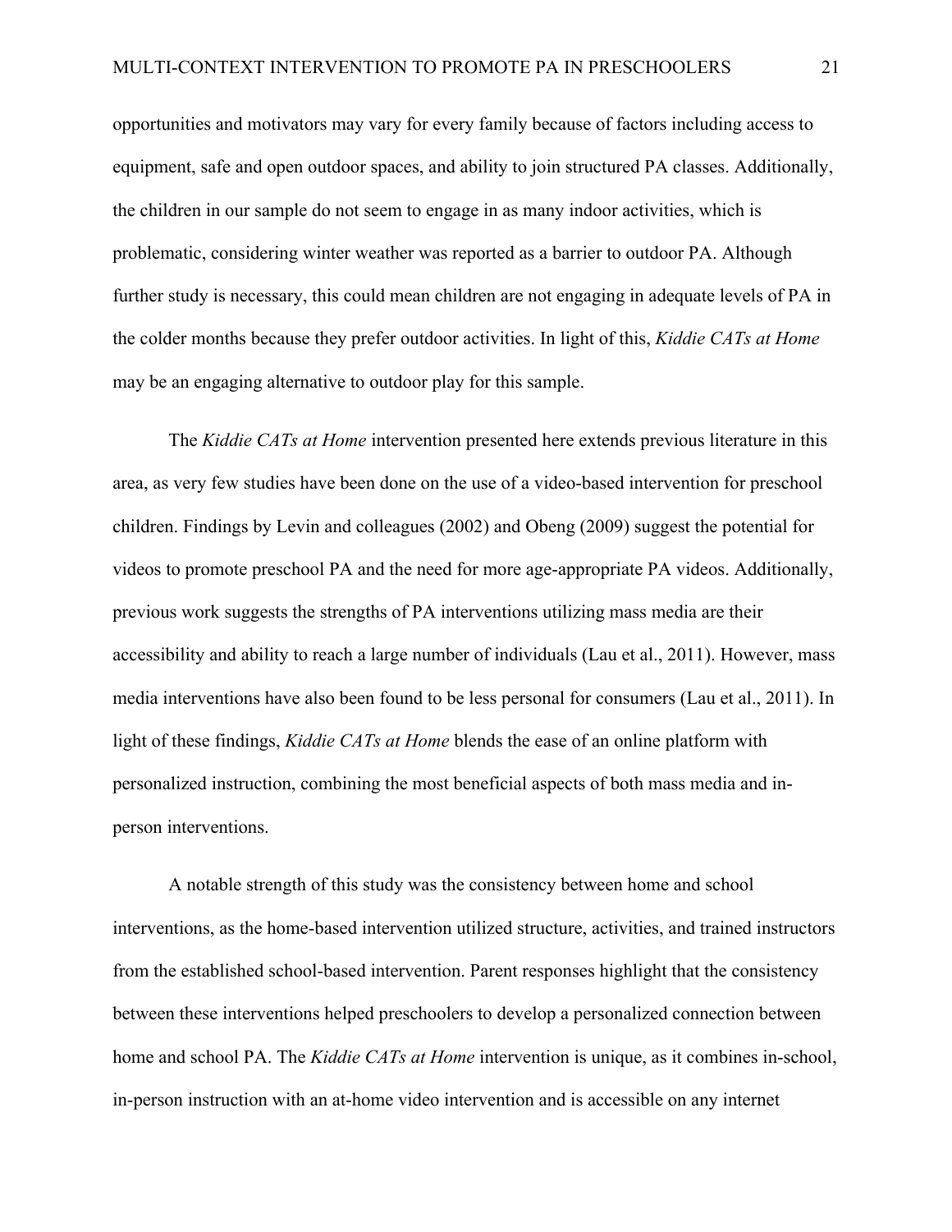opportunities and motivators may vary for every family because of factors including access to equipment, safe and open outdoor spaces, and ability to join structured PA classes. Additionally, the children in our sample do not seem to engage in as many indoor activities, which is problematic, considering winter weather was reported as a barrier to outdoor PA. Although further study is necessary, this could mean children are not engaging in adequate levels of PA in the colder months because they prefer outdoor activities. In light of this, *Kiddie CATs at Home* may be an engaging alternative to outdoor play for this sample.

The *Kiddie CATs at Home* intervention presented here extends previous literature in this area, as very few studies have been done on the use of a video-based intervention for preschool children. Findings by Levin and colleagues (2002) and Obeng (2009) suggest the potential for videos to promote preschool PA and the need for more age-appropriate PA videos. Additionally, previous work suggests the strengths of PA interventions utilizing mass media are their accessibility and ability to reach a large number of individuals (Lau et al., 2011). However, mass media interventions have also been found to be less personal for consumers (Lau et al., 2011). In light of these findings, *Kiddie CATs at Home* blends the ease of an online platform with personalized instruction, combining the most beneficial aspects of both mass media and in-person interventions.

A notable strength of this study was the consistency between home and school interventions, as the home-based intervention utilized structure, activities, and trained instructors from the established school-based intervention. Parent responses highlight that the consistency between these interventions helped preschoolers to develop a personalized connection between home and school PA. The *Kiddie CATs at Home* intervention is unique, as it combines in-school, in-person instruction with an at-home video intervention and is accessible on any internet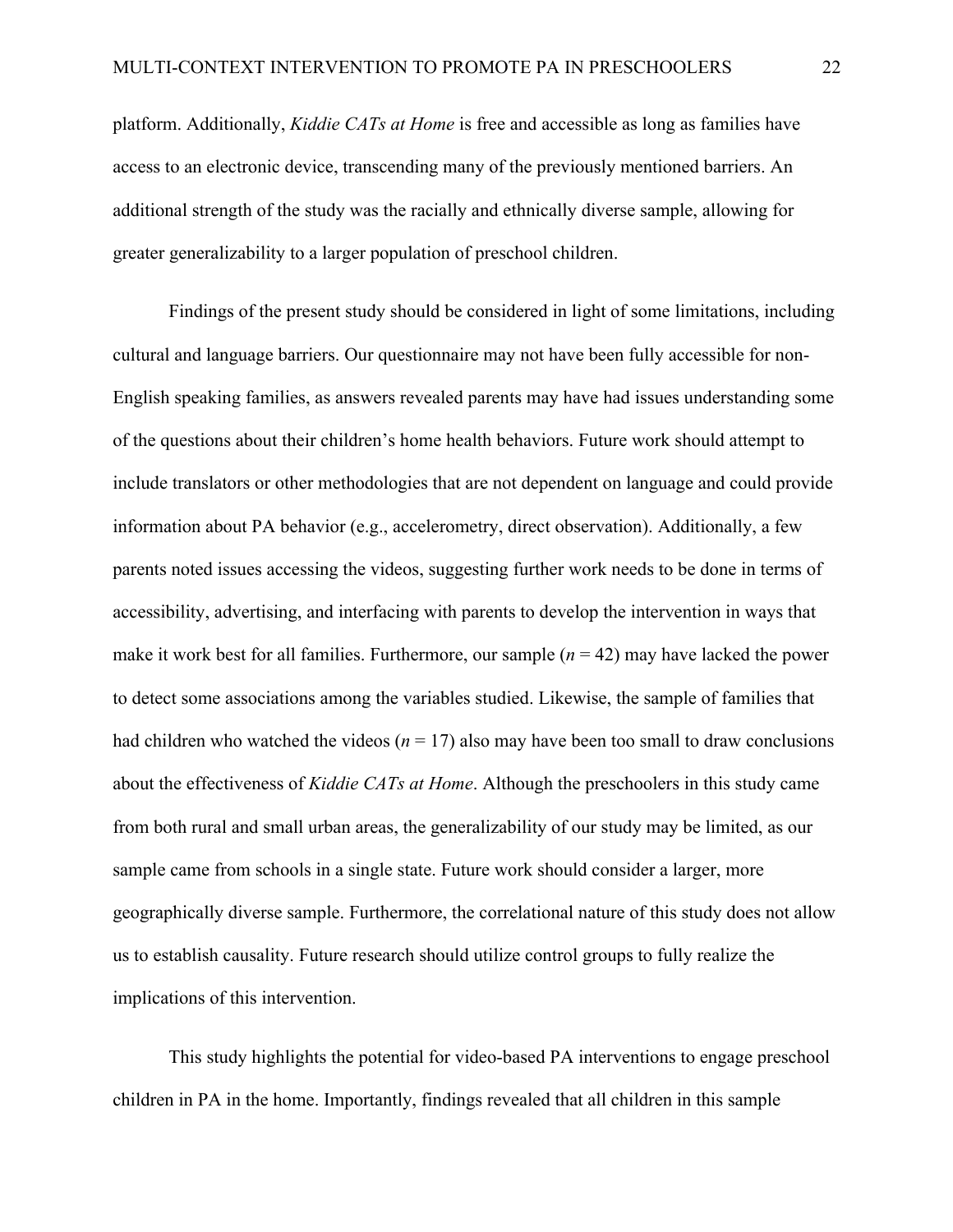platform. Additionally, *Kiddie CATs at Home* is free and accessible as long as families have access to an electronic device, transcending many of the previously mentioned barriers. An additional strength of the study was the racially and ethnically diverse sample, allowing for greater generalizability to a larger population of preschool children.

Findings of the present study should be considered in light of some limitations, including cultural and language barriers. Our questionnaire may not have been fully accessible for non-English speaking families, as answers revealed parents may have had issues understanding some of the questions about their children's home health behaviors. Future work should attempt to include translators or other methodologies that are not dependent on language and could provide information about PA behavior (e.g., accelerometry, direct observation). Additionally, a few parents noted issues accessing the videos, suggesting further work needs to be done in terms of accessibility, advertising, and interfacing with parents to develop the intervention in ways that make it work best for all families. Furthermore, our sample ($n = 42$) may have lacked the power to detect some associations among the variables studied. Likewise, the sample of families that had children who watched the videos ($n = 17$) also may have been too small to draw conclusions about the effectiveness of *Kiddie CATs at Home*. Although the preschoolers in this study came from both rural and small urban areas, the generalizability of our study may be limited, as our sample came from schools in a single state. Future work should consider a larger, more geographically diverse sample. Furthermore, the correlational nature of this study does not allow us to establish causality. Future research should utilize control groups to fully realize the implications of this intervention.

This study highlights the potential for video-based PA interventions to engage preschool children in PA in the home. Importantly, findings revealed that all children in this sample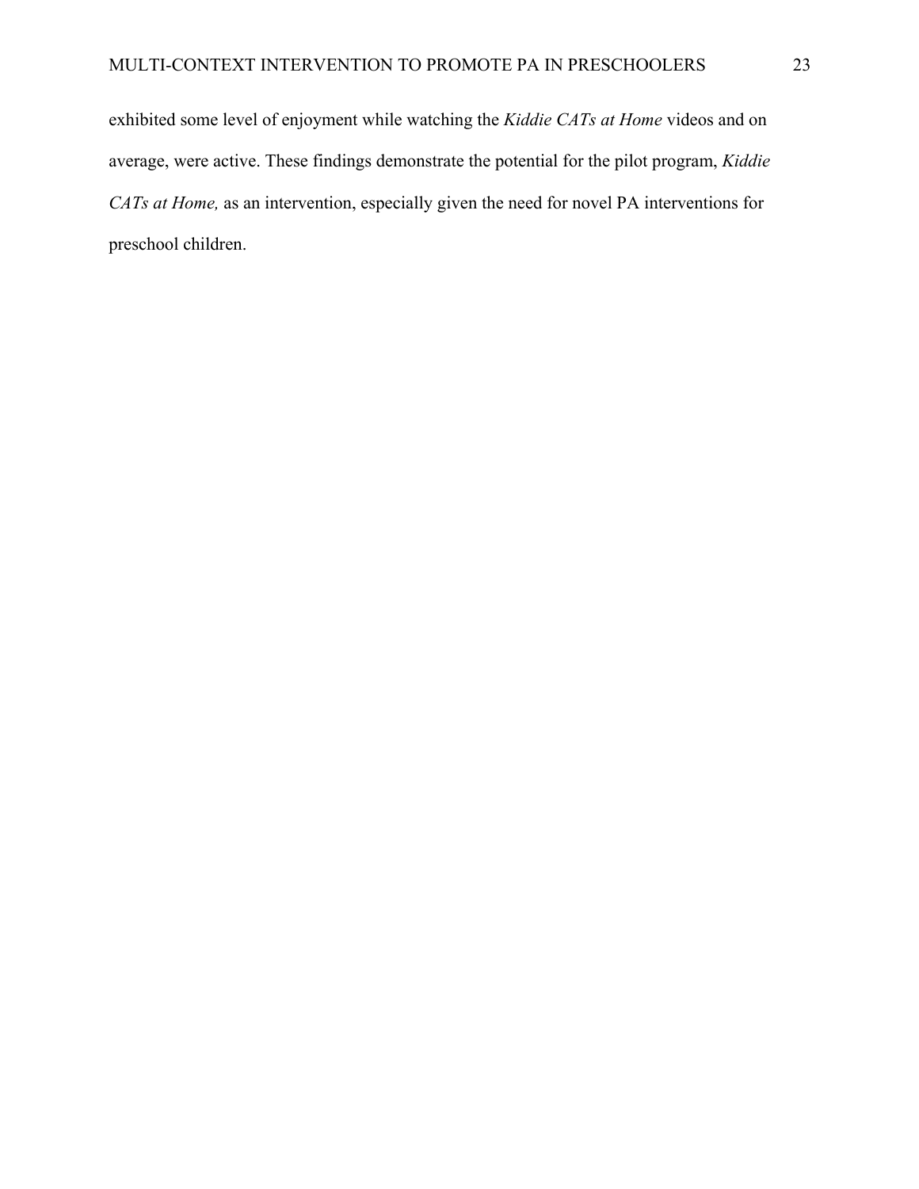exhibited some level of enjoyment while watching the *Kiddie CATs at Home* videos and on average, were active. These findings demonstrate the potential for the pilot program, *Kiddie CATs at Home,* as an intervention, especially given the need for novel PA interventions for preschool children.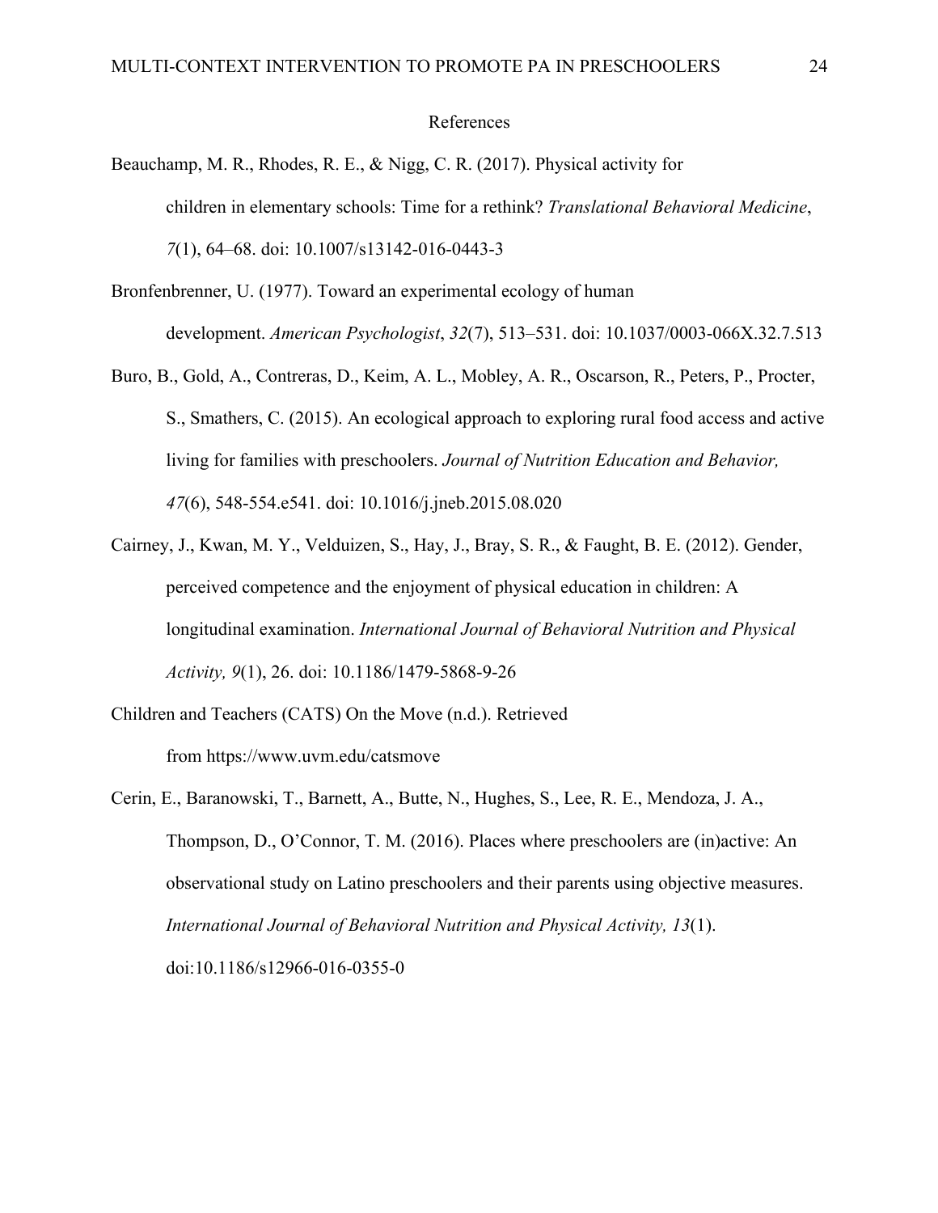# References

Beauchamp, M. R., Rhodes, R. E., & Nigg, C. R. (2017). Physical activity for children in elementary schools: Time for a rethink? *Translational Behavioral Medicine*, *7*(1), 64–68. doi: 10.1007/s13142-016-0443-3

Bronfenbrenner, U. (1977). Toward an experimental ecology of human development. *American Psychologist*, *32*(7), 513–531. doi: 10.1037/0003-066X.32.7.513

Buro, B., Gold, A., Contreras, D., Keim, A. L., Mobley, A. R., Oscarson, R., Peters, P., Procter, S., Smathers, C. (2015). An ecological approach to exploring rural food access and active living for families with preschoolers. *Journal of Nutrition Education and Behavior, 47*(6), 548-554.e541. doi: 10.1016/j.jneb.2015.08.020

Cairney, J., Kwan, M. Y., Velduizen, S., Hay, J., Bray, S. R., & Faught, B. E. (2012). Gender, perceived competence and the enjoyment of physical education in children: A longitudinal examination. *International Journal of Behavioral Nutrition and Physical Activity, 9*(1), 26. doi: 10.1186/1479-5868-9-26

Children and Teachers (CATS) On the Move (n.d.). Retrieved from https://www.uvm.edu/catsmove

Cerin, E., Baranowski, T., Barnett, A., Butte, N., Hughes, S., Lee, R. E., Mendoza, J. A., Thompson, D., O'Connor, T. M. (2016). Places where preschoolers are (in)active: An observational study on Latino preschoolers and their parents using objective measures. *International Journal of Behavioral Nutrition and Physical Activity, 13*(1). doi:10.1186/s12966-016-0355-0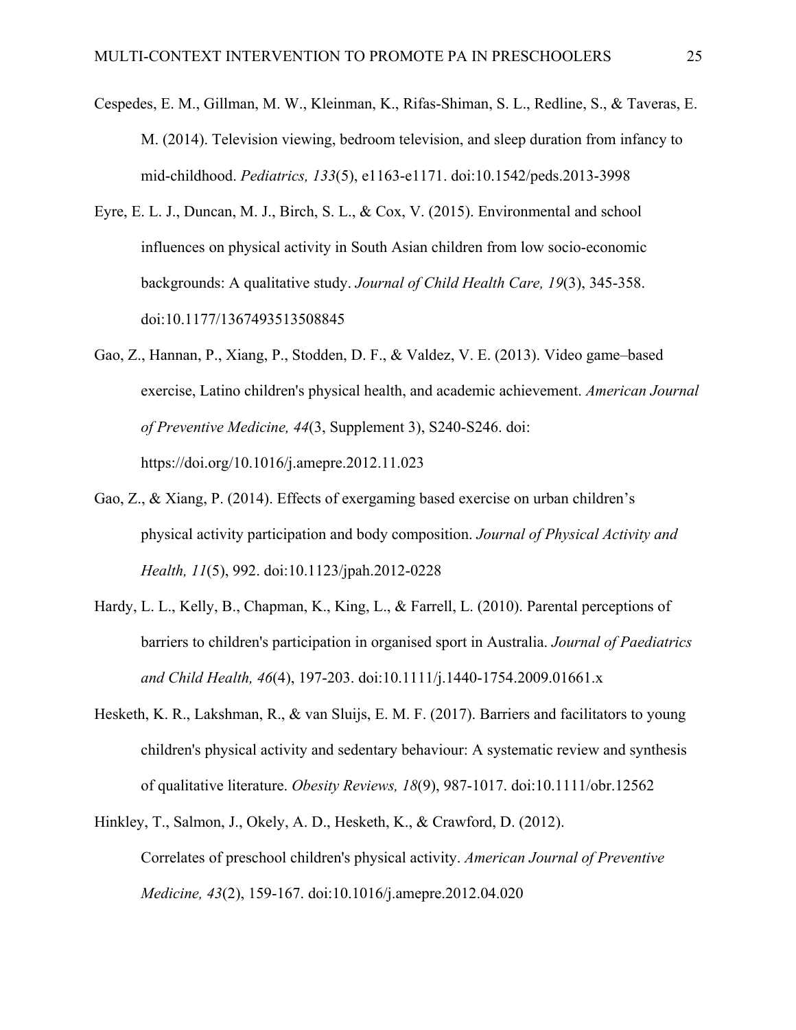Cespedes, E. M., Gillman, M. W., Kleinman, K., Rifas-Shiman, S. L., Redline, S., & Taveras, E. M. (2014). Television viewing, bedroom television, and sleep duration from infancy to mid-childhood. *Pediatrics, 133*(5), e1163-e1171. doi:10.1542/peds.2013-3998

Eyre, E. L. J., Duncan, M. J., Birch, S. L., & Cox, V. (2015). Environmental and school influences on physical activity in South Asian children from low socio-economic backgrounds: A qualitative study. *Journal of Child Health Care, 19*(3), 345-358. doi:10.1177/1367493513508845

Gao, Z., Hannan, P., Xiang, P., Stodden, D. F., & Valdez, V. E. (2013). Video game–based exercise, Latino children's physical health, and academic achievement. *American Journal of Preventive Medicine, 44*(3, Supplement 3), S240-S246. doi: https://doi.org/10.1016/j.amepre.2012.11.023

Gao, Z., & Xiang, P. (2014). Effects of exergaming based exercise on urban children's physical activity participation and body composition. *Journal of Physical Activity and Health, 11*(5), 992. doi:10.1123/jpah.2012-0228

Hardy, L. L., Kelly, B., Chapman, K., King, L., & Farrell, L. (2010). Parental perceptions of barriers to children's participation in organised sport in Australia. *Journal of Paediatrics and Child Health, 46*(4), 197-203. doi:10.1111/j.1440-1754.2009.01661.x

Hesketh, K. R., Lakshman, R., & van Sluijs, E. M. F. (2017). Barriers and facilitators to young children's physical activity and sedentary behaviour: A systematic review and synthesis of qualitative literature. *Obesity Reviews, 18*(9), 987-1017. doi:10.1111/obr.12562

Hinkley, T., Salmon, J., Okely, A. D., Hesketh, K., & Crawford, D. (2012). Correlates of preschool children's physical activity. *American Journal of Preventive Medicine, 43*(2), 159-167. doi:10.1016/j.amepre.2012.04.020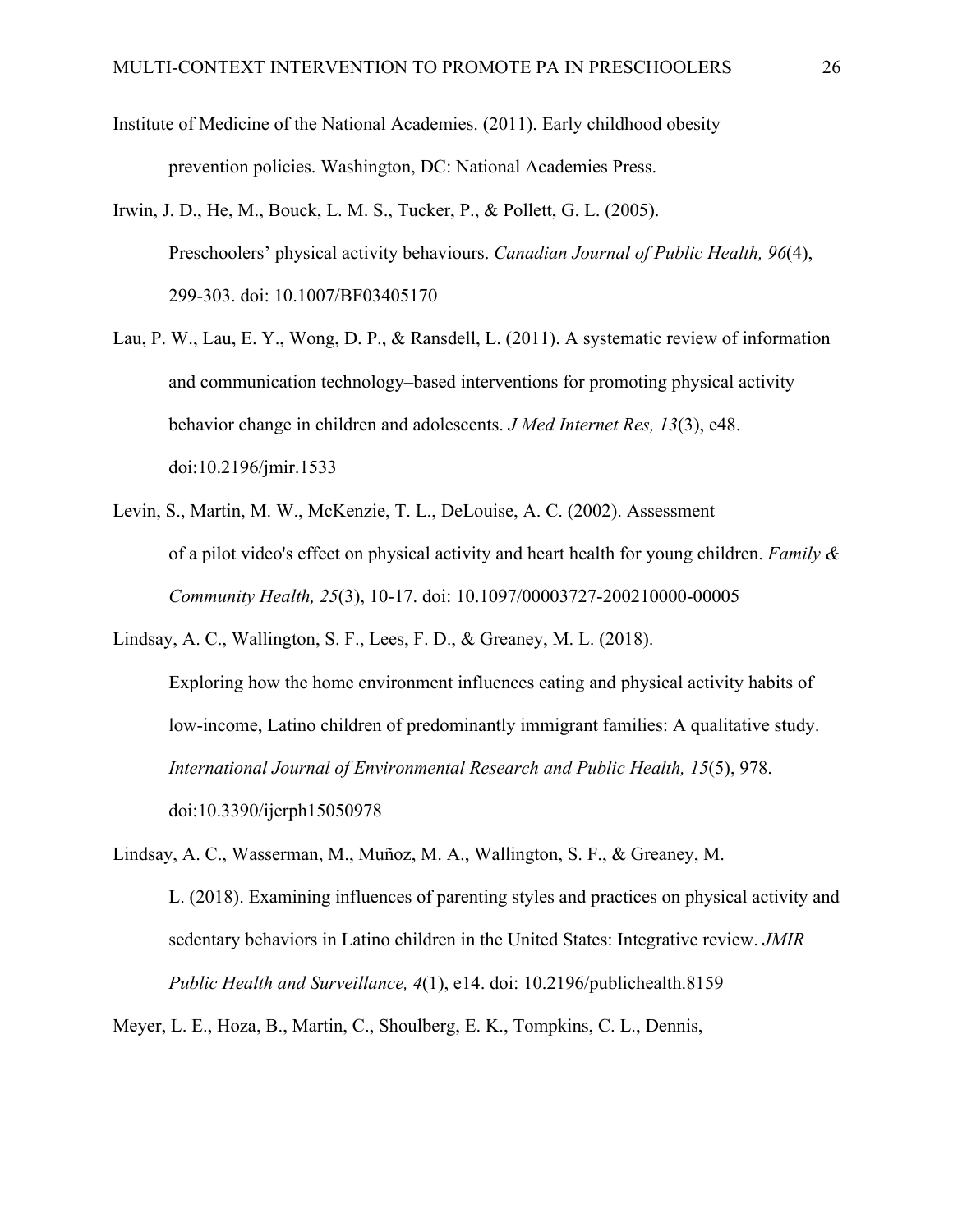Institute of Medicine of the National Academies. (2011). Early childhood obesity prevention policies. Washington, DC: National Academies Press.

Irwin, J. D., He, M., Bouck, L. M. S., Tucker, P., & Pollett, G. L. (2005). Preschoolers' physical activity behaviours. *Canadian Journal of Public Health, 96*(4), 299-303. doi: 10.1007/BF03405170

Lau, P. W., Lau, E. Y., Wong, D. P., & Ransdell, L. (2011). A systematic review of information and communication technology–based interventions for promoting physical activity behavior change in children and adolescents. *J Med Internet Res, 13*(3), e48. doi:10.2196/jmir.1533

Levin, S., Martin, M. W., McKenzie, T. L., DeLouise, A. C. (2002). Assessment of a pilot video's effect on physical activity and heart health for young children. *Family & Community Health, 25*(3), 10-17. doi: 10.1097/00003727-200210000-00005

Lindsay, A. C., Wallington, S. F., Lees, F. D., & Greaney, M. L. (2018). Exploring how the home environment influences eating and physical activity habits of low-income, Latino children of predominantly immigrant families: A qualitative study. *International Journal of Environmental Research and Public Health, 15*(5), 978. doi:10.3390/ijerph15050978

Lindsay, A. C., Wasserman, M., Muñoz, M. A., Wallington, S. F., & Greaney, M. L. (2018). Examining influences of parenting styles and practices on physical activity and sedentary behaviors in Latino children in the United States: Integrative review. *JMIR Public Health and Surveillance, 4*(1), e14. doi: 10.2196/publichealth.8159

Meyer, L. E., Hoza, B., Martin, C., Shoulberg, E. K., Tompkins, C. L., Dennis,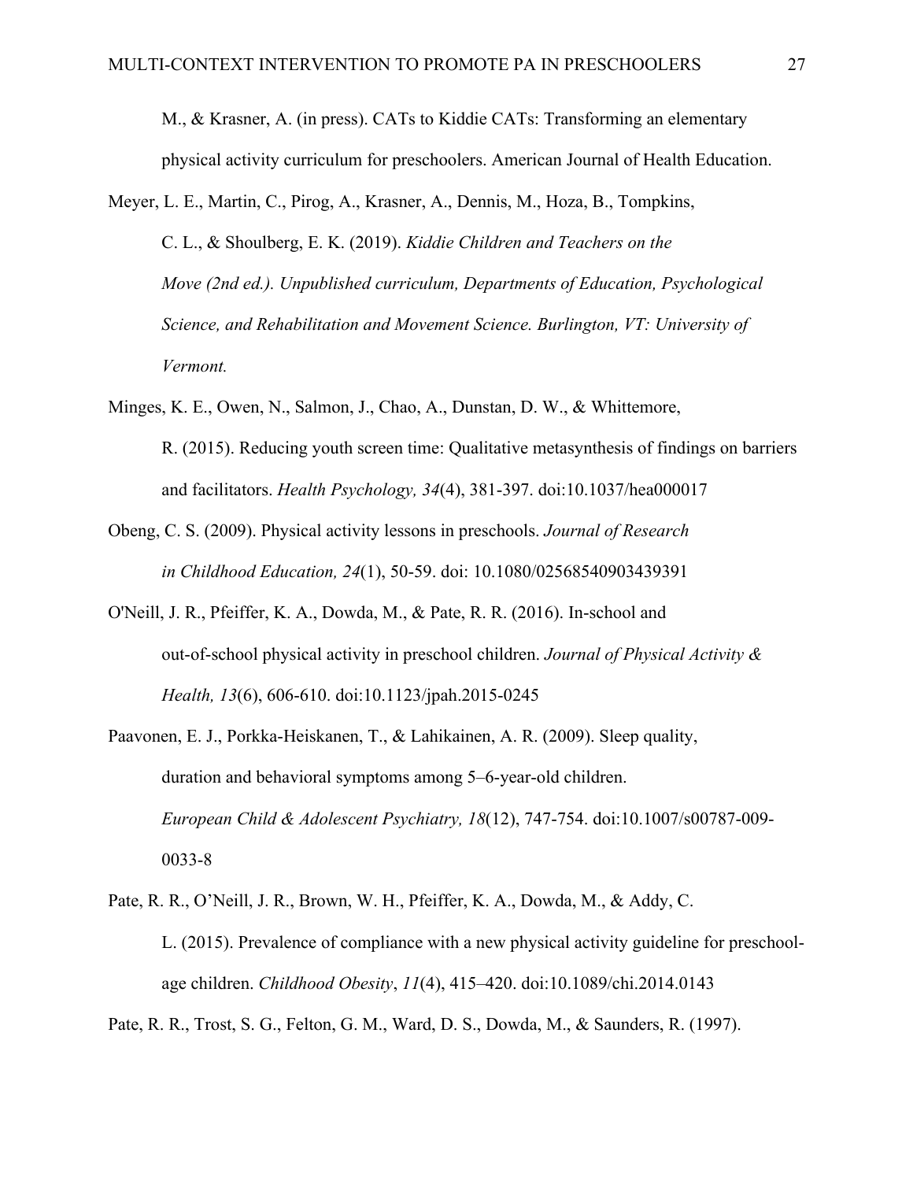M., & Krasner, A. (in press). CATs to Kiddie CATs: Transforming an elementary physical activity curriculum for preschoolers. American Journal of Health Education.

Meyer, L. E., Martin, C., Pirog, A., Krasner, A., Dennis, M., Hoza, B., Tompkins, C. L., & Shoulberg, E. K. (2019). *Kiddie Children and Teachers on the Move (2nd ed.). Unpublished curriculum, Departments of Education, Psychological Science, and Rehabilitation and Movement Science. Burlington, VT: University of Vermont.*

Minges, K. E., Owen, N., Salmon, J., Chao, A., Dunstan, D. W., & Whittemore, R. (2015). Reducing youth screen time: Qualitative metasynthesis of findings on barriers and facilitators. *Health Psychology, 34*(4), 381-397. doi:10.1037/hea000017

Obeng, C. S. (2009). Physical activity lessons in preschools. *Journal of Research in Childhood Education, 24*(1), 50-59. doi: 10.1080/02568540903439391

O'Neill, J. R., Pfeiffer, K. A., Dowda, M., & Pate, R. R. (2016). In-school and out-of-school physical activity in preschool children. *Journal of Physical Activity & Health, 13*(6), 606-610. doi:10.1123/jpah.2015-0245

Paavonen, E. J., Porkka-Heiskanen, T., & Lahikainen, A. R. (2009). Sleep quality, duration and behavioral symptoms among 5–6-year-old children. *European Child & Adolescent Psychiatry, 18*(12), 747-754. doi:10.1007/s00787-009-0033-8

Pate, R. R., O'Neill, J. R., Brown, W. H., Pfeiffer, K. A., Dowda, M., & Addy, C. L. (2015). Prevalence of compliance with a new physical activity guideline for preschool-age children. *Childhood Obesity*, *11*(4), 415–420. doi:10.1089/chi.2014.0143

Pate, R. R., Trost, S. G., Felton, G. M., Ward, D. S., Dowda, M., & Saunders, R. (1997).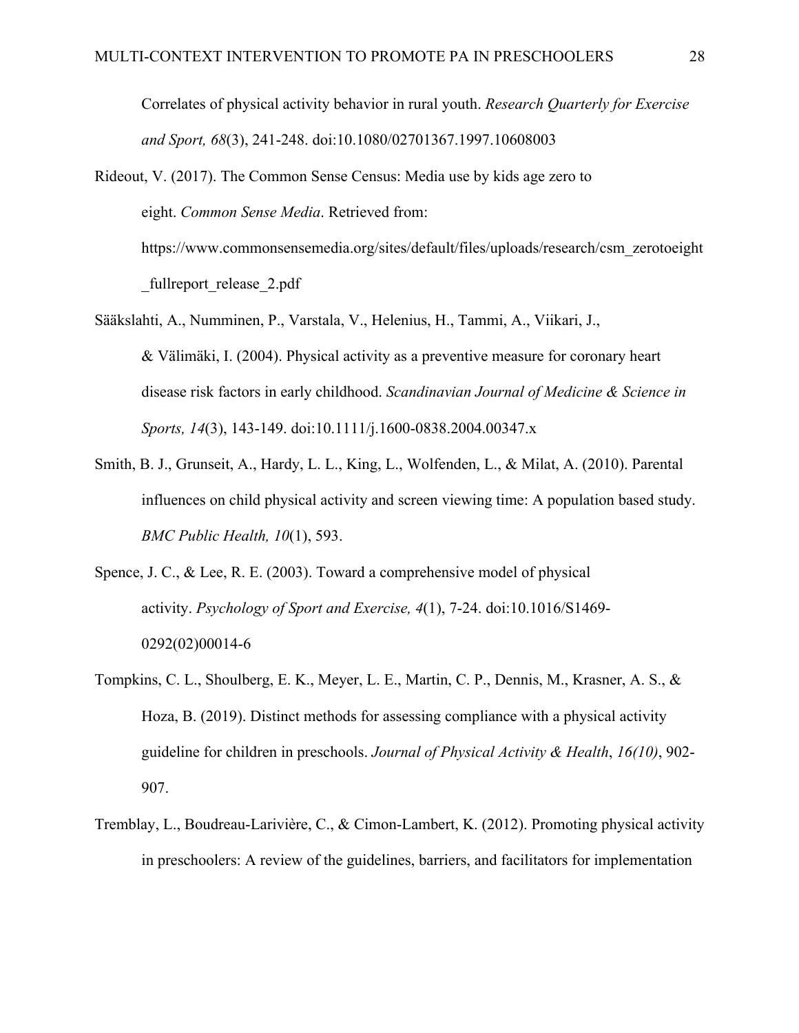Correlates of physical activity behavior in rural youth. *Research Quarterly for Exercise and Sport, 68*(3), 241-248. doi:10.1080/02701367.1997.10608003

Rideout, V. (2017). The Common Sense Census: Media use by kids age zero to eight. *Common Sense Media*. Retrieved from: https://www.commonsensemedia.org/sites/default/files/uploads/research/csm_zerotoeight_fullreport_release_2.pdf

Sääkslahti, A., Numminen, P., Varstala, V., Helenius, H., Tammi, A., Viikari, J., & Välimäki, I. (2004). Physical activity as a preventive measure for coronary heart disease risk factors in early childhood. *Scandinavian Journal of Medicine & Science in Sports, 14*(3), 143-149. doi:10.1111/j.1600-0838.2004.00347.x

Smith, B. J., Grunseit, A., Hardy, L. L., King, L., Wolfenden, L., & Milat, A. (2010). Parental influences on child physical activity and screen viewing time: A population based study. *BMC Public Health, 10*(1), 593.

Spence, J. C., & Lee, R. E. (2003). Toward a comprehensive model of physical activity. *Psychology of Sport and Exercise, 4*(1), 7-24. doi:10.1016/S1469-0292(02)00014-6

Tompkins, C. L., Shoulberg, E. K., Meyer, L. E., Martin, C. P., Dennis, M., Krasner, A. S., & Hoza, B. (2019). Distinct methods for assessing compliance with a physical activity guideline for children in preschools. *Journal of Physical Activity & Health*, *16(10)*, 902-907.

Tremblay, L., Boudreau-Larivière, C., & Cimon-Lambert, K. (2012). Promoting physical activity in preschoolers: A review of the guidelines, barriers, and facilitators for implementation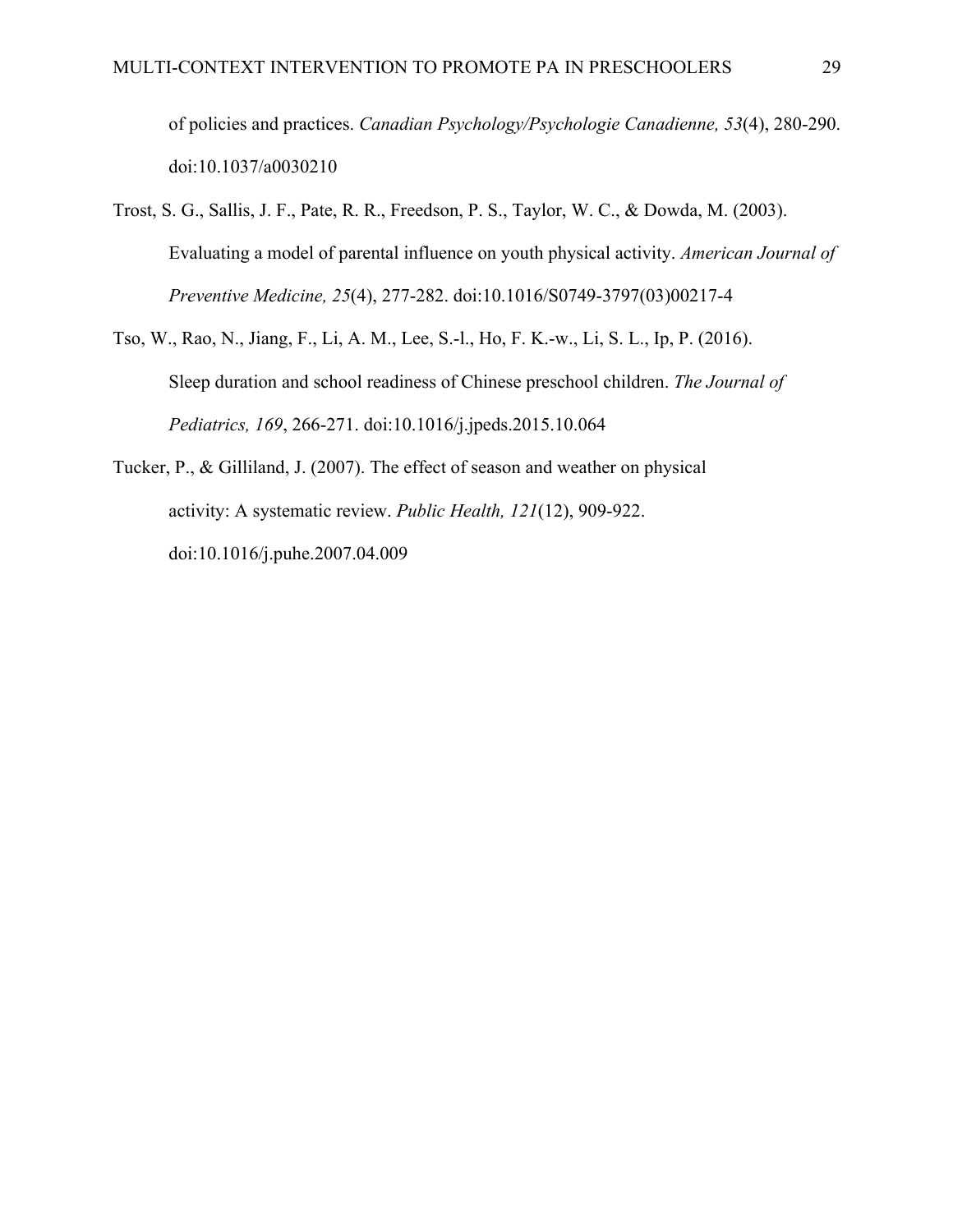of policies and practices. *Canadian Psychology/Psychologie Canadienne, 53*(4), 280-290. doi:10.1037/a0030210

Trost, S. G., Sallis, J. F., Pate, R. R., Freedson, P. S., Taylor, W. C., & Dowda, M. (2003). Evaluating a model of parental influence on youth physical activity. *American Journal of Preventive Medicine, 25*(4), 277-282. doi:10.1016/S0749-3797(03)00217-4

Tso, W., Rao, N., Jiang, F., Li, A. M., Lee, S.-l., Ho, F. K.-w., Li, S. L., Ip, P. (2016). Sleep duration and school readiness of Chinese preschool children. *The Journal of Pediatrics, 169*, 266-271. doi:10.1016/j.jpeds.2015.10.064

Tucker, P., & Gilliland, J. (2007). The effect of season and weather on physical activity: A systematic review. *Public Health, 121*(12), 909-922. doi:10.1016/j.puhe.2007.04.009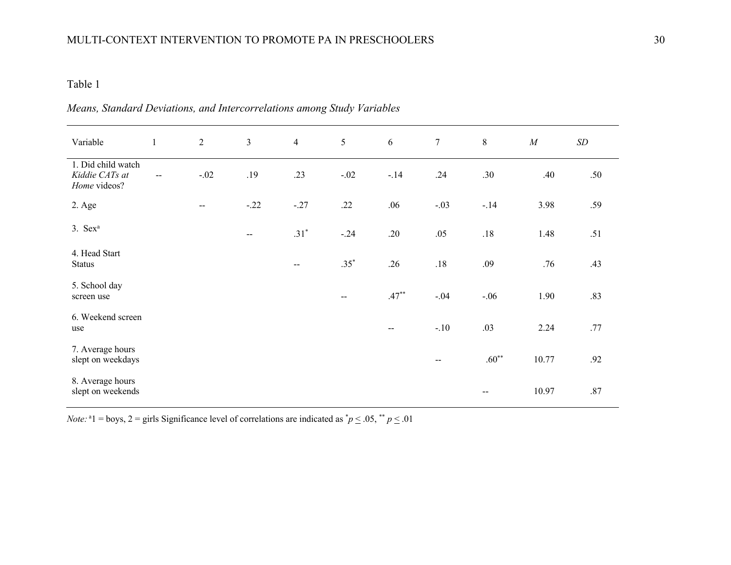Table 1

*Means, Standard Deviations, and Intercorrelations among Study Variables*

| Variable | 1 | 2 | 3 | 4 | 5 | 6 | 7 | 8 | *M* | *SD* |
|---|---|---|---|---|---|---|---|---|---|---|
| 1. Did child watch *Kiddie CATs at Home* videos? | -- | -.02 | .19 | .23 | -.02 | -.14 | .24 | .30 | .40 | .50 |
| 2. Age | | -- | -.22 | -.27 | .22 | .06 | -.03 | -.14 | 3.98 | .59 |
| 3. Sex[a] | | | -- | .31* | -.24 | .20 | .05 | .18 | 1.48 | .51 |
| 4. Head Start Status | | | | -- | .35* | .26 | .18 | .09 | .76 | .43 |
| 5. School day screen use | | | | | -- | .47** | -.04 | -.06 | 1.90 | .83 |
| 6. Weekend screen use | | | | | | -- | -.10 | .03 | 2.24 | .77 |
| 7. Average hours slept on weekdays | | | | | | | -- | .60** | 10.77 | .92 |
| 8. Average hours slept on weekends | | | | | | | | -- | 10.97 | .87 |

*Note:* [a]1 = boys, 2 = girls Significance level of correlations are indicated as * $p \leq .05$, ** $p \leq .01$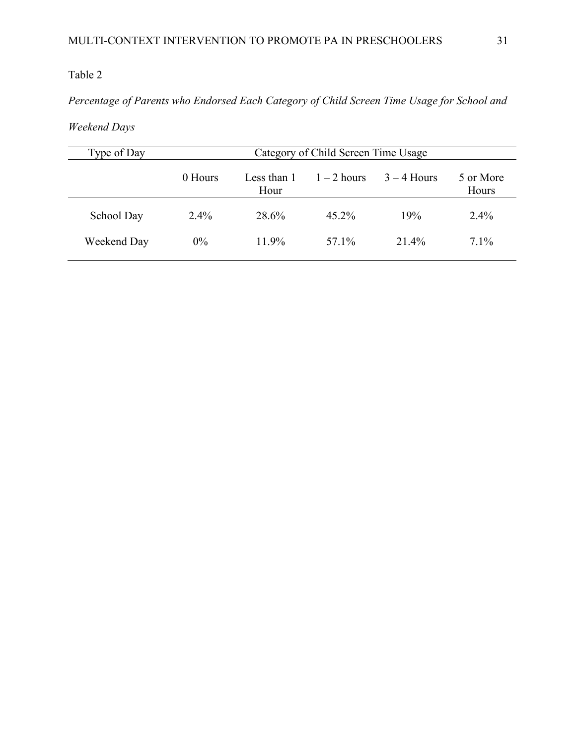Table 2

*Percentage of Parents who Endorsed Each Category of Child Screen Time Usage for School and Weekend Days*

| Type of Day | Category of Child Screen Time Usage | | | | |
|---|---|---|---|---|---|
| | 0 Hours | Less than 1 Hour | 1 – 2 hours | 3 – 4 Hours | 5 or More Hours |
| School Day | 2.4% | 28.6% | 45.2% | 19% | 2.4% |
| Weekend Day | 0% | 11.9% | 57.1% | 21.4% | 7.1% |